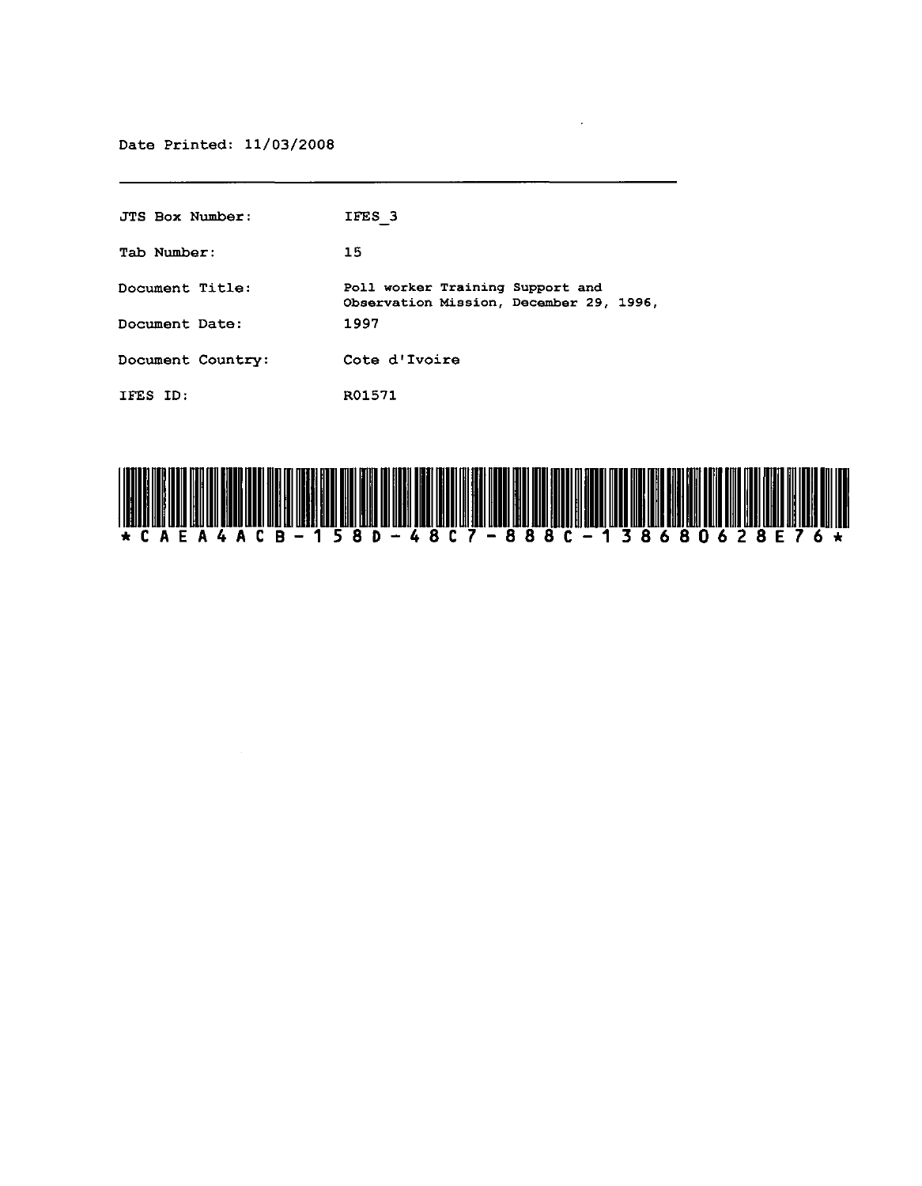Date Printed: 11/03/2008

---

| | |
|---|---|
| JTS Box Number: | IFES_3 |
| Tab Number: | 15 |
| Document Title: | Poll worker Training Support and Observation Mission, December 29, 1996, |
| Document Date: | 1997 |
| Document Country: | Cote d'Ivoire |
| IFES ID: | R01571 |

*CAEA4ACB-158D-48C7-888C-13868062 8E76*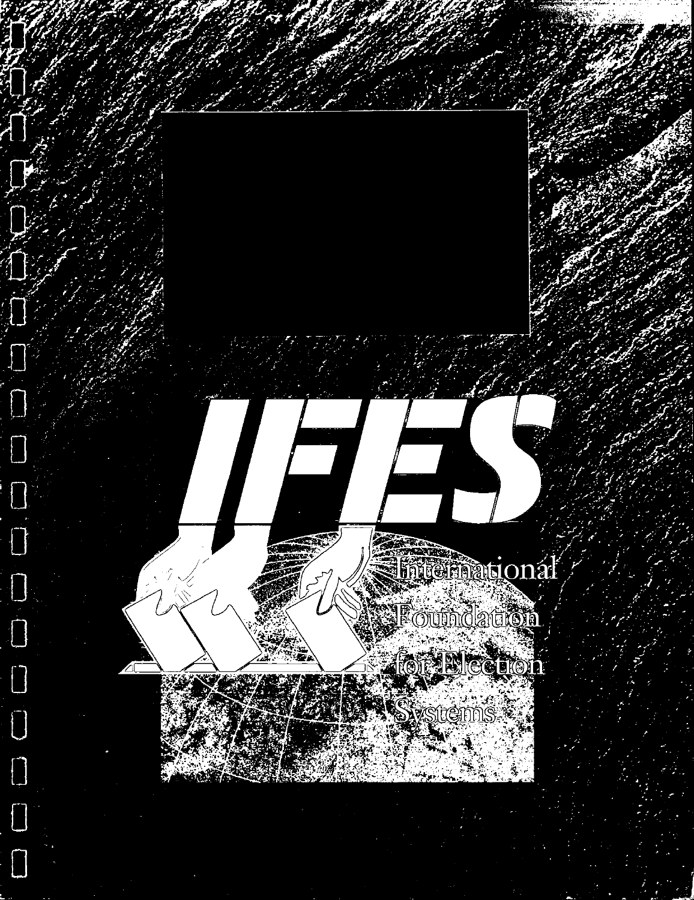IFES

International Foundation for Election Systems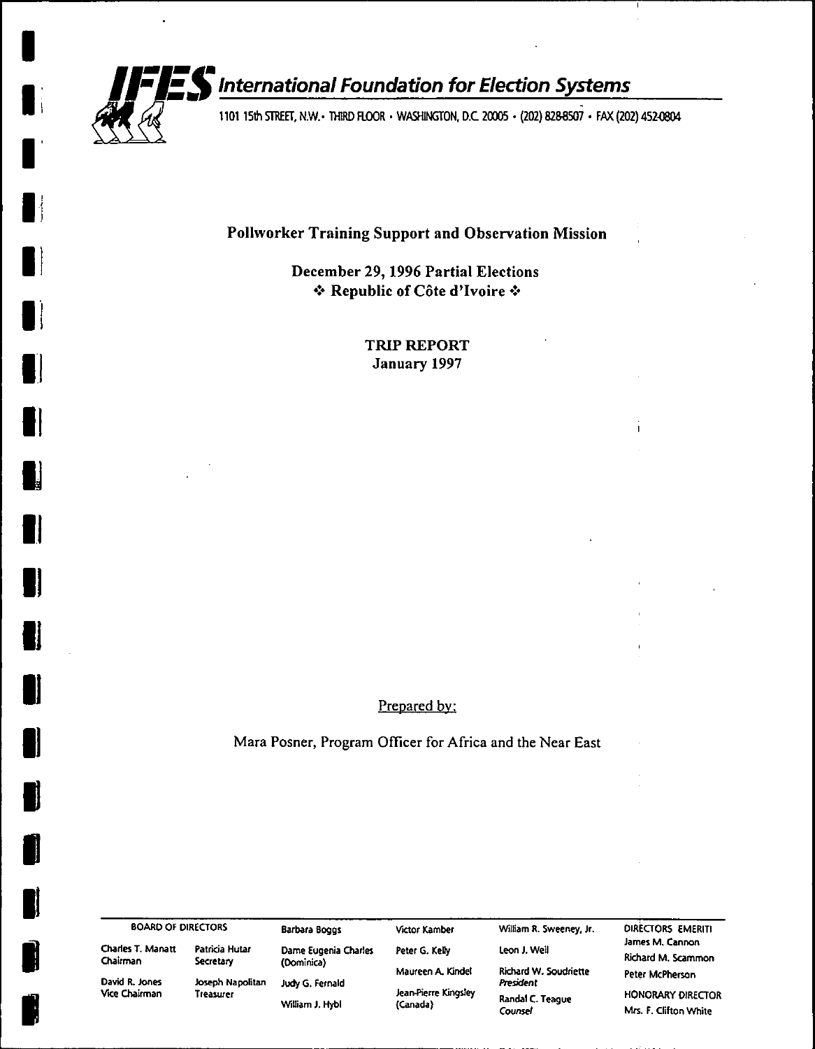# IFES International Foundation for Election Systems

1101 15th STREET, N.W. • THIRD FLOOR • WASHINGTON, D.C. 20005 • (202) 828-8507 • FAX (202) 452-0804

## Pollworker Training Support and Observation Mission

### December 29, 1996 Partial Elections
### ❖ Republic of Côte d'Ivoire ❖

### TRIP REPORT
### January 1997

Prepared by:

Mara Posner, Program Officer for Africa and the Near East

---

BOARD OF DIRECTORS

Charles T. Manatt, Chairman
David R. Jones, Vice Chairman
Patricia Hutar, Secretary
Joseph Napolitan, Treasurer
Barbara Boggs
Dame Eugenia Charles (Dominica)
Judy G. Fernald
William J. Hybl
Victor Kamber
Peter G. Kelly
Maureen A. Kindel
Jean-Pierre Kingsley (Canada)
William R. Sweeney, Jr.
Leon J. Weil
Richard W. Soudriette, *President*
Randal C. Teague, *Counsel*

DIRECTORS EMERITI
James M. Cannon
Richard M. Scammon
Peter McPherson

HONORARY DIRECTOR
Mrs. F. Clifton White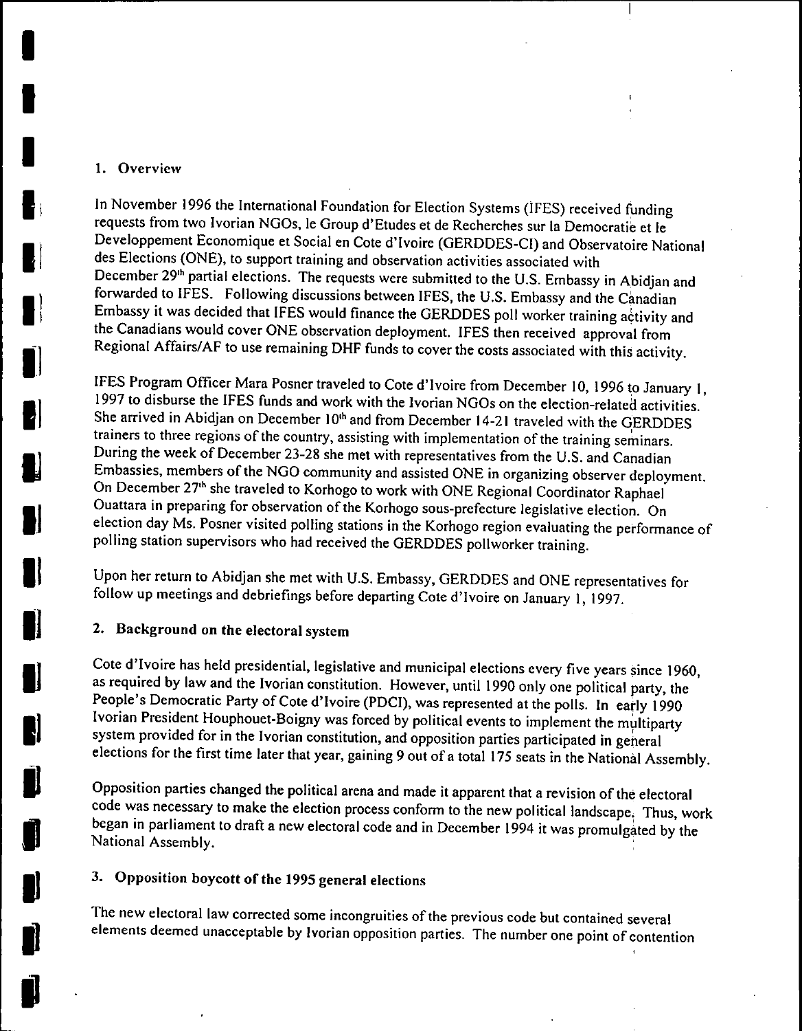## 1. Overview

In November 1996 the International Foundation for Election Systems (IFES) received funding requests from two Ivorian NGOs, le Group d'Etudes et de Recherches sur la Democratie et le Developpement Economique et Social en Cote d'Ivoire (GERDDES-CI) and Observatoire National des Elections (ONE), to support training and observation activities associated with December 29th partial elections. The requests were submitted to the U.S. Embassy in Abidjan and forwarded to IFES. Following discussions between IFES, the U.S. Embassy and the Canadian Embassy it was decided that IFES would finance the GERDDES poll worker training activity and the Canadians would cover ONE observation deployment. IFES then received approval from Regional Affairs/AF to use remaining DHF funds to cover the costs associated with this activity.

IFES Program Officer Mara Posner traveled to Cote d'Ivoire from December 10, 1996 to January 1, 1997 to disburse the IFES funds and work with the Ivorian NGOs on the election-related activities. She arrived in Abidjan on December 10th and from December 14-21 traveled with the GERDDES trainers to three regions of the country, assisting with implementation of the training seminars. During the week of December 23-28 she met with representatives from the U.S. and Canadian Embassies, members of the NGO community and assisted ONE in organizing observer deployment. On December 27th she traveled to Korhogo to work with ONE Regional Coordinator Raphael Ouattara in preparing for observation of the Korhogo sous-prefecture legislative election. On election day Ms. Posner visited polling stations in the Korhogo region evaluating the performance of polling station supervisors who had received the GERDDES pollworker training.

Upon her return to Abidjan she met with U.S. Embassy, GERDDES and ONE representatives for follow up meetings and debriefings before departing Cote d'Ivoire on January 1, 1997.

## 2. Background on the electoral system

Cote d'Ivoire has held presidential, legislative and municipal elections every five years since 1960, as required by law and the Ivorian constitution. However, until 1990 only one political party, the People's Democratic Party of Cote d'Ivoire (PDCI), was represented at the polls. In early 1990 Ivorian President Houphouet-Boigny was forced by political events to implement the multiparty system provided for in the Ivorian constitution, and opposition parties participated in general elections for the first time later that year, gaining 9 out of a total 175 seats in the National Assembly.

Opposition parties changed the political arena and made it apparent that a revision of the electoral code was necessary to make the election process conform to the new political landscape. Thus, work began in parliament to draft a new electoral code and in December 1994 it was promulgated by the National Assembly.

## 3. Opposition boycott of the 1995 general elections

The new electoral law corrected some incongruities of the previous code but contained several elements deemed unacceptable by Ivorian opposition parties. The number one point of contention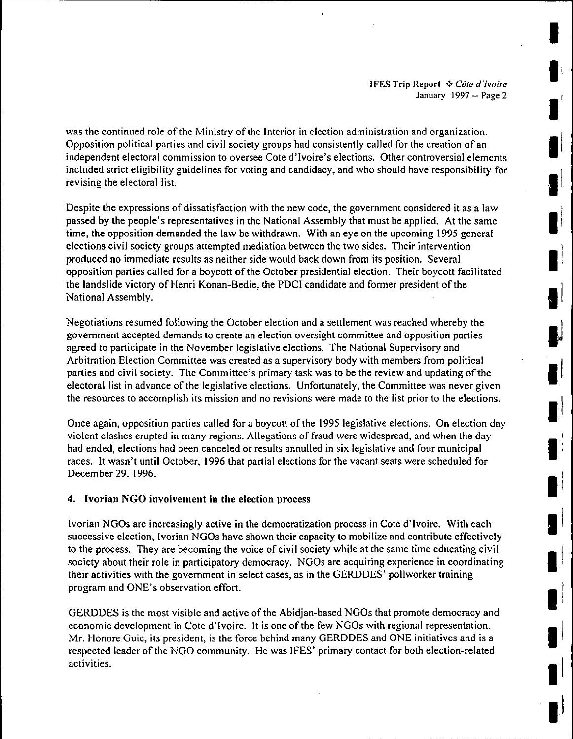was the continued role of the Ministry of the Interior in election administration and organization. Opposition political parties and civil society groups had consistently called for the creation of an independent electoral commission to oversee Cote d'Ivoire's elections. Other controversial elements included strict eligibility guidelines for voting and candidacy, and who should have responsibility for revising the electoral list.

Despite the expressions of dissatisfaction with the new code, the government considered it as a law passed by the people's representatives in the National Assembly that must be applied. At the same time, the opposition demanded the law be withdrawn. With an eye on the upcoming 1995 general elections civil society groups attempted mediation between the two sides. Their intervention produced no immediate results as neither side would back down from its position. Several opposition parties called for a boycott of the October presidential election. Their boycott facilitated the landslide victory of Henri Konan-Bedie, the PDCI candidate and former president of the National Assembly.

Negotiations resumed following the October election and a settlement was reached whereby the government accepted demands to create an election oversight committee and opposition parties agreed to participate in the November legislative elections. The National Supervisory and Arbitration Election Committee was created as a supervisory body with members from political parties and civil society. The Committee's primary task was to be the review and updating of the electoral list in advance of the legislative elections. Unfortunately, the Committee was never given the resources to accomplish its mission and no revisions were made to the list prior to the elections.

Once again, opposition parties called for a boycott of the 1995 legislative elections. On election day violent clashes erupted in many regions. Allegations of fraud were widespread, and when the day had ended, elections had been canceled or results annulled in six legislative and four municipal races. It wasn't until October, 1996 that partial elections for the vacant seats were scheduled for December 29, 1996.

## 4. Ivorian NGO involvement in the election process

Ivorian NGOs are increasingly active in the democratization process in Cote d'Ivoire. With each successive election, Ivorian NGOs have shown their capacity to mobilize and contribute effectively to the process. They are becoming the voice of civil society while at the same time educating civil society about their role in participatory democracy. NGOs are acquiring experience in coordinating their activities with the government in select cases, as in the GERDDES' pollworker training program and ONE's observation effort.

GERDDES is the most visible and active of the Abidjan-based NGOs that promote democracy and economic development in Cote d'Ivoire. It is one of the few NGOs with regional representation. Mr. Honore Guie, its president, is the force behind many GERDDES and ONE initiatives and is a respected leader of the NGO community. He was IFES' primary contact for both election-related activities.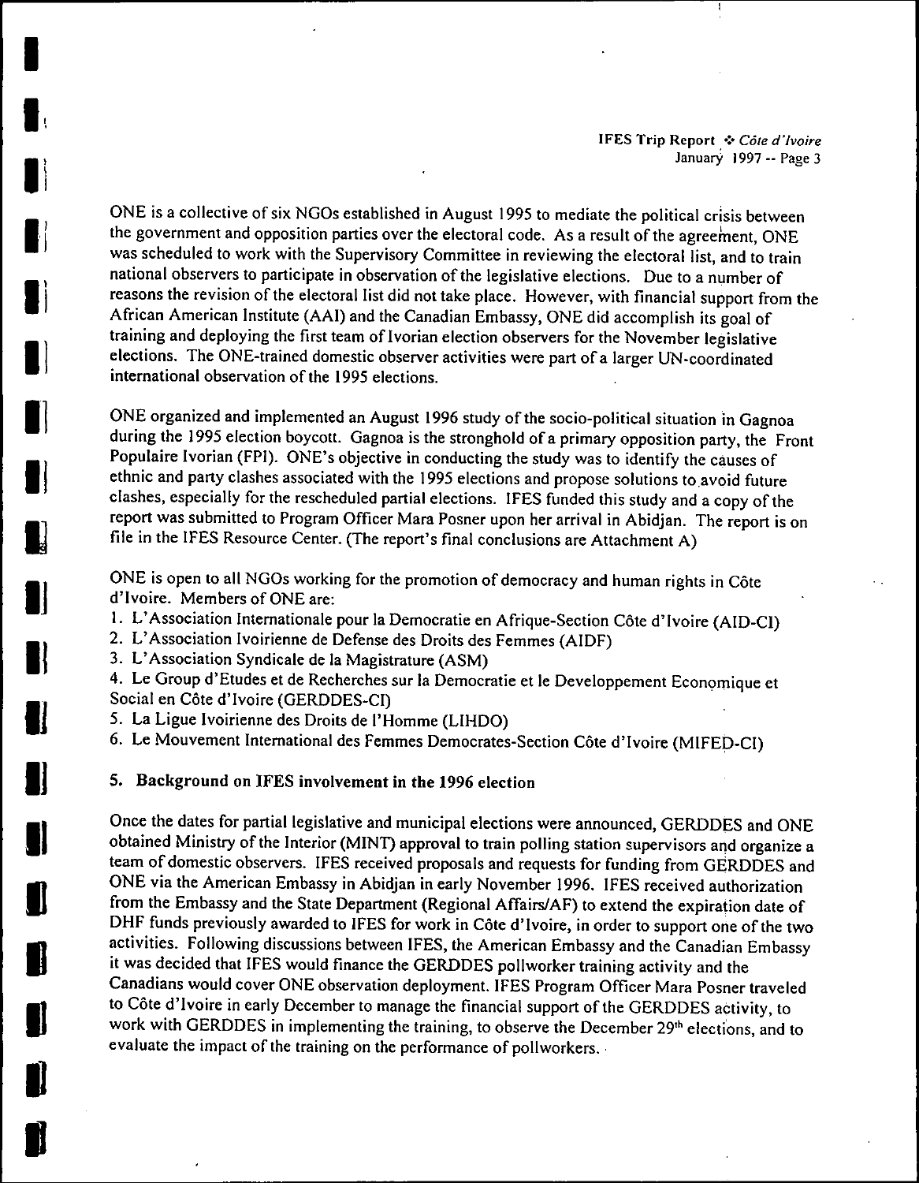ONE is a collective of six NGOs established in August 1995 to mediate the political crisis between the government and opposition parties over the electoral code. As a result of the agreement, ONE was scheduled to work with the Supervisory Committee in reviewing the electoral list, and to train national observers to participate in observation of the legislative elections. Due to a number of reasons the revision of the electoral list did not take place. However, with financial support from the African American Institute (AAI) and the Canadian Embassy, ONE did accomplish its goal of training and deploying the first team of Ivorian election observers for the November legislative elections. The ONE-trained domestic observer activities were part of a larger UN-coordinated international observation of the 1995 elections.

ONE organized and implemented an August 1996 study of the socio-political situation in Gagnoa during the 1995 election boycott. Gagnoa is the stronghold of a primary opposition party, the Front Populaire Ivorian (FPI). ONE's objective in conducting the study was to identify the causes of ethnic and party clashes associated with the 1995 elections and propose solutions to avoid future clashes, especially for the rescheduled partial elections. IFES funded this study and a copy of the report was submitted to Program Officer Mara Posner upon her arrival in Abidjan. The report is on file in the IFES Resource Center. (The report's final conclusions are Attachment A)

ONE is open to all NGOs working for the promotion of democracy and human rights in Côte d'Ivoire. Members of ONE are:

1. L'Association Internationale pour la Democratie en Afrique-Section Côte d'Ivoire (AID-CI)
2. L'Association Ivoirienne de Defense des Droits des Femmes (AIDF)
3. L'Association Syndicale de la Magistrature (ASM)
4. Le Group d'Etudes et de Recherches sur la Democratie et le Developpement Economique et Social en Côte d'Ivoire (GERDDES-CI)
5. La Ligue Ivoirienne des Droits de l'Homme (LIHDO)
6. Le Mouvement International des Femmes Democrates-Section Côte d'Ivoire (MIFED-CI)

## 5. Background on IFES involvement in the 1996 election

Once the dates for partial legislative and municipal elections were announced, GERDDES and ONE obtained Ministry of the Interior (MINT) approval to train polling station supervisors and organize a team of domestic observers. IFES received proposals and requests for funding from GERDDES and ONE via the American Embassy in Abidjan in early November 1996. IFES received authorization from the Embassy and the State Department (Regional Affairs/AF) to extend the expiration date of DHF funds previously awarded to IFES for work in Côte d'Ivoire, in order to support one of the two activities. Following discussions between IFES, the American Embassy and the Canadian Embassy it was decided that IFES would finance the GERDDES pollworker training activity and the Canadians would cover ONE observation deployment. IFES Program Officer Mara Posner traveled to Côte d'Ivoire in early December to manage the financial support of the GERDDES activity, to work with GERDDES in implementing the training, to observe the December 29th elections, and to evaluate the impact of the training on the performance of pollworkers.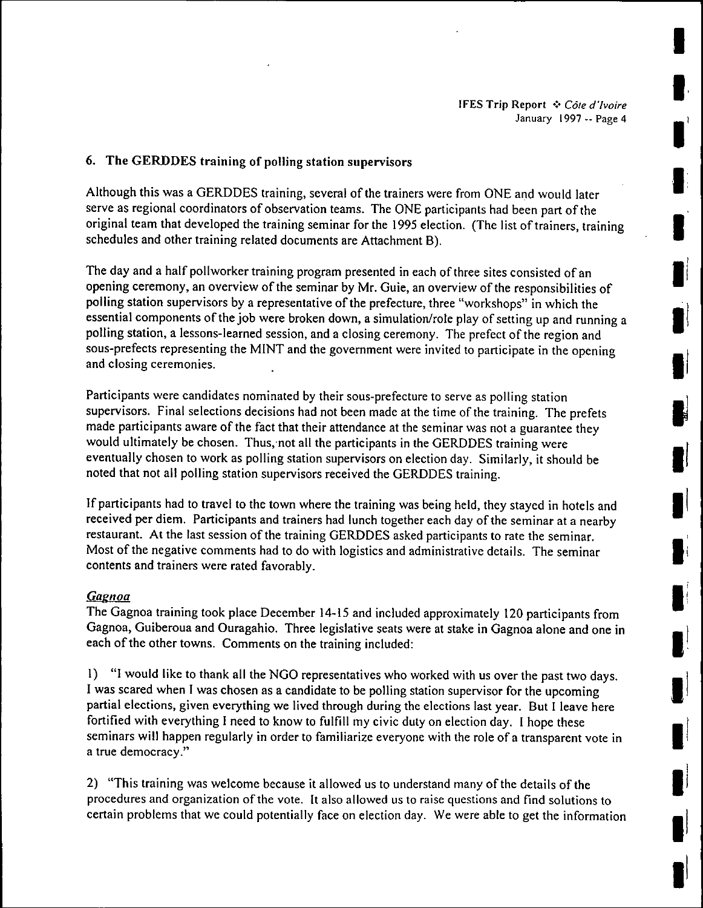## 6. The GERDDES training of polling station supervisors

Although this was a GERDDES training, several of the trainers were from ONE and would later serve as regional coordinators of observation teams. The ONE participants had been part of the original team that developed the training seminar for the 1995 election. (The list of trainers, training schedules and other training related documents are Attachment B).

The day and a half pollworker training program presented in each of three sites consisted of an opening ceremony, an overview of the seminar by Mr. Guie, an overview of the responsibilities of polling station supervisors by a representative of the prefecture, three "workshops" in which the essential components of the job were broken down, a simulation/role play of setting up and running a polling station, a lessons-learned session, and a closing ceremony. The prefect of the region and sous-prefects representing the MINT and the government were invited to participate in the opening and closing ceremonies.

Participants were candidates nominated by their sous-prefecture to serve as polling station supervisors. Final selections decisions had not been made at the time of the training. The prefets made participants aware of the fact that their attendance at the seminar was not a guarantee they would ultimately be chosen. Thus, not all the participants in the GERDDES training were eventually chosen to work as polling station supervisors on election day. Similarly, it should be noted that not all polling station supervisors received the GERDDES training.

If participants had to travel to the town where the training was being held, they stayed in hotels and received per diem. Participants and trainers had lunch together each day of the seminar at a nearby restaurant. At the last session of the training GERDDES asked participants to rate the seminar. Most of the negative comments had to do with logistics and administrative details. The seminar contents and trainers were rated favorably.

***Gagnoa***

The Gagnoa training took place December 14-15 and included approximately 120 participants from Gagnoa, Guiberoua and Ouragahio. Three legislative seats were at stake in Gagnoa alone and one in each of the other towns. Comments on the training included:

1) "I would like to thank all the NGO representatives who worked with us over the past two days. I was scared when I was chosen as a candidate to be polling station supervisor for the upcoming partial elections, given everything we lived through during the elections last year. But I leave here fortified with everything I need to know to fulfill my civic duty on election day. I hope these seminars will happen regularly in order to familiarize everyone with the role of a transparent vote in a true democracy."

2) "This training was welcome because it allowed us to understand many of the details of the procedures and organization of the vote. It also allowed us to raise questions and find solutions to certain problems that we could potentially face on election day. We were able to get the information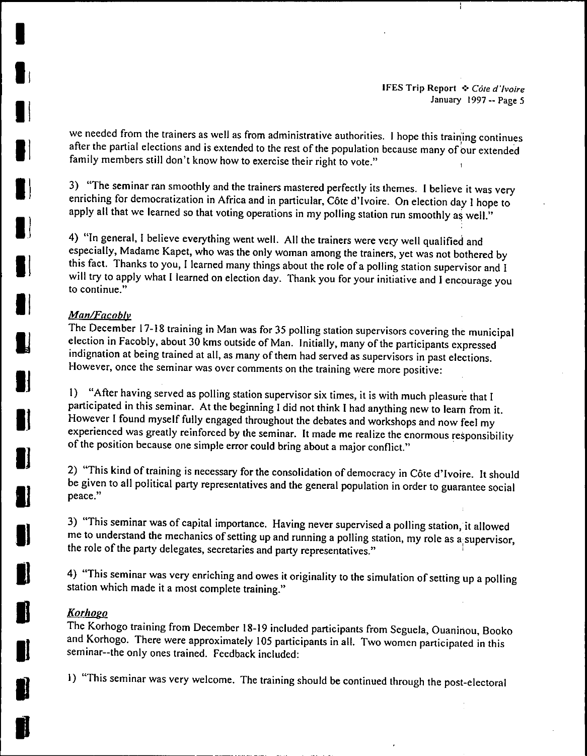we needed from the trainers as well as from administrative authorities. I hope this training continues after the partial elections and is extended to the rest of the population because many of our extended family members still don't know how to exercise their right to vote."

3) "The seminar ran smoothly and the trainers mastered perfectly its themes. I believe it was very enriching for democratization in Africa and in particular, Côte d'Ivoire. On election day I hope to apply all that we learned so that voting operations in my polling station run smoothly as well."

4) "In general, I believe everything went well. All the trainers were very well qualified and especially, Madame Kapet, who was the only woman among the trainers, yet was not bothered by this fact. Thanks to you, I learned many things about the role of a polling station supervisor and I will try to apply what I learned on election day. Thank you for your initiative and I encourage you to continue."

*Man/Facobly*

The December 17-18 training in Man was for 35 polling station supervisors covering the municipal election in Facobly, about 30 kms outside of Man. Initially, many of the participants expressed indignation at being trained at all, as many of them had served as supervisors in past elections. However, once the seminar was over comments on the training were more positive:

1) "After having served as polling station supervisor six times, it is with much pleasure that I participated in this seminar. At the beginning I did not think I had anything new to learn from it. However I found myself fully engaged throughout the debates and workshops and now feel my experienced was greatly reinforced by the seminar. It made me realize the enormous responsibility of the position because one simple error could bring about a major conflict."

2) "This kind of training is necessary for the consolidation of democracy in Côte d'Ivoire. It should be given to all political party representatives and the general population in order to guarantee social peace."

3) "This seminar was of capital importance. Having never supervised a polling station, it allowed me to understand the mechanics of setting up and running a polling station, my role as a supervisor, the role of the party delegates, secretaries and party representatives."

4) "This seminar was very enriching and owes it originality to the simulation of setting up a polling station which made it a most complete training."

*Korhogo*

The Korhogo training from December 18-19 included participants from Seguela, Ouaninou, Booko and Korhogo. There were approximately 105 participants in all. Two women participated in this seminar--the only ones trained. Feedback included:

1) "This seminar was very welcome. The training should be continued through the post-electoral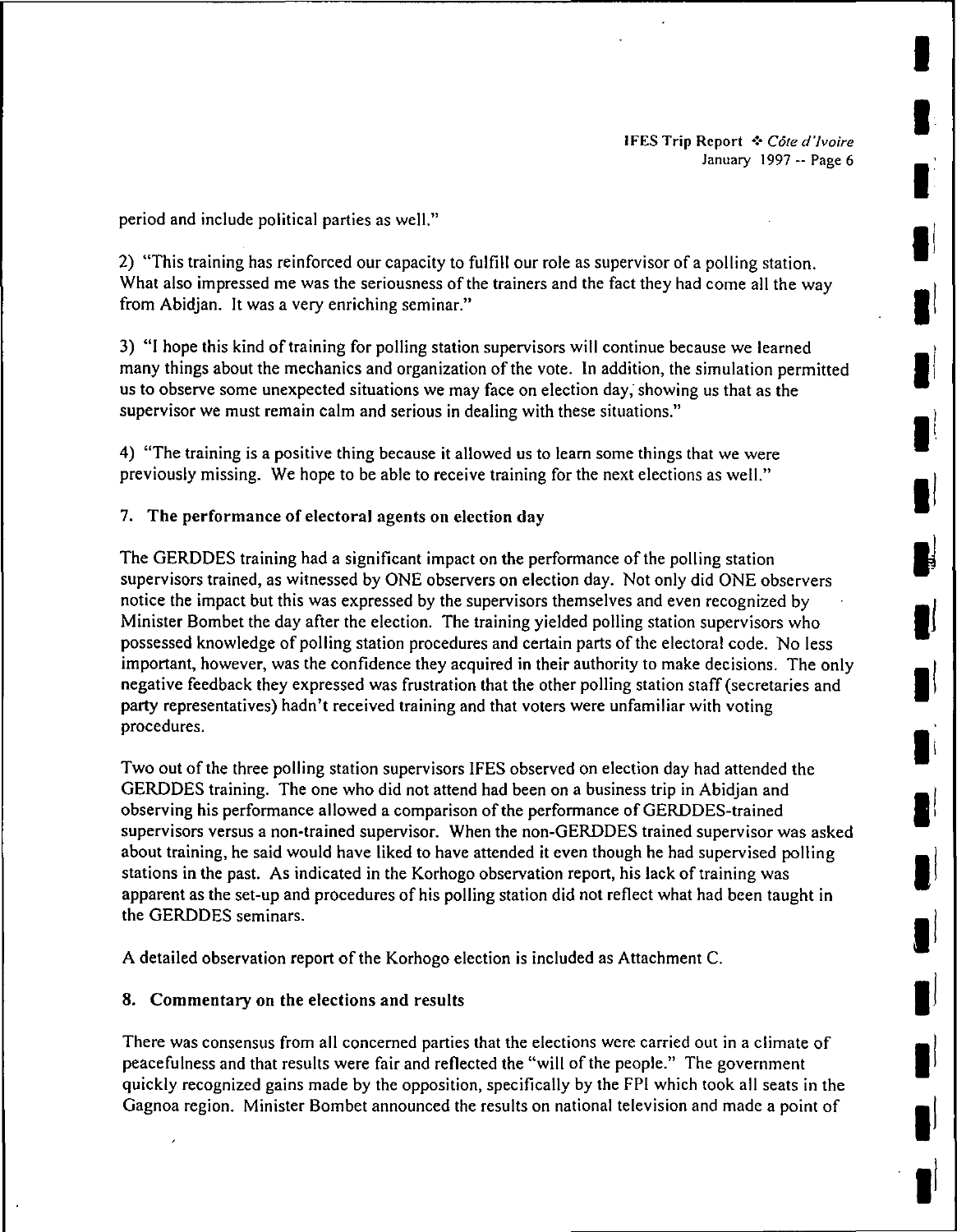period and include political parties as well."

2) "This training has reinforced our capacity to fulfill our role as supervisor of a polling station. What also impressed me was the seriousness of the trainers and the fact they had come all the way from Abidjan. It was a very enriching seminar."

3) "I hope this kind of training for polling station supervisors will continue because we learned many things about the mechanics and organization of the vote. In addition, the simulation permitted us to observe some unexpected situations we may face on election day, showing us that as the supervisor we must remain calm and serious in dealing with these situations."

4) "The training is a positive thing because it allowed us to learn some things that we were previously missing. We hope to be able to receive training for the next elections as well."

## 7. The performance of electoral agents on election day

The GERDDES training had a significant impact on the performance of the polling station supervisors trained, as witnessed by ONE observers on election day. Not only did ONE observers notice the impact but this was expressed by the supervisors themselves and even recognized by Minister Bombet the day after the election. The training yielded polling station supervisors who possessed knowledge of polling station procedures and certain parts of the electoral code. No less important, however, was the confidence they acquired in their authority to make decisions. The only negative feedback they expressed was frustration that the other polling station staff (secretaries and party representatives) hadn't received training and that voters were unfamiliar with voting procedures.

Two out of the three polling station supervisors IFES observed on election day had attended the GERDDES training. The one who did not attend had been on a business trip in Abidjan and observing his performance allowed a comparison of the performance of GERDDES-trained supervisors versus a non-trained supervisor. When the non-GERDDES trained supervisor was asked about training, he said would have liked to have attended it even though he had supervised polling stations in the past. As indicated in the Korhogo observation report, his lack of training was apparent as the set-up and procedures of his polling station did not reflect what had been taught in the GERDDES seminars.

A detailed observation report of the Korhogo election is included as Attachment C.

## 8. Commentary on the elections and results

There was consensus from all concerned parties that the elections were carried out in a climate of peacefulness and that results were fair and reflected the "will of the people." The government quickly recognized gains made by the opposition, specifically by the FPI which took all seats in the Gagnoa region. Minister Bombet announced the results on national television and made a point of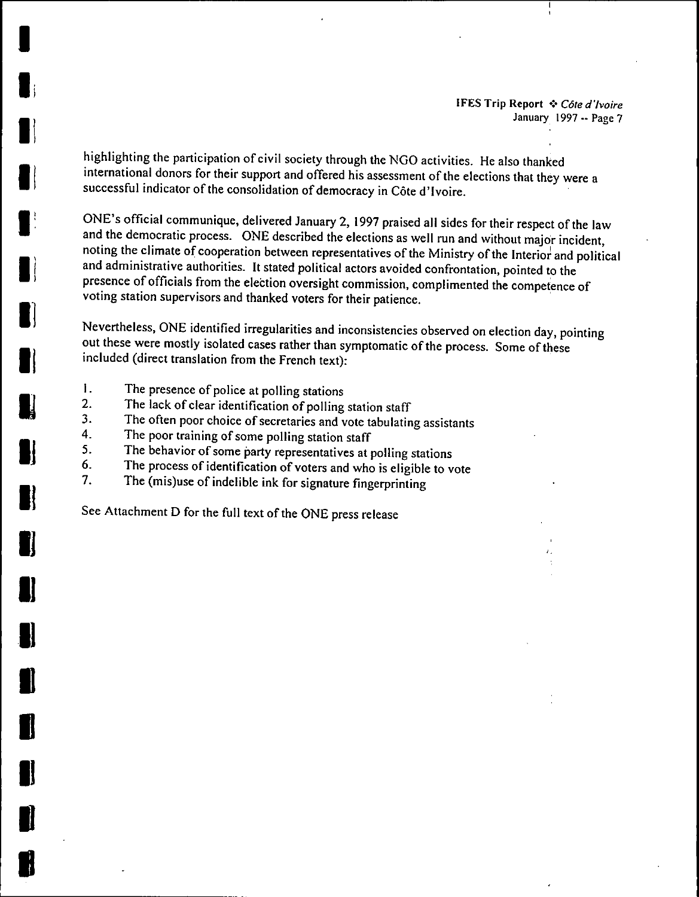highlighting the participation of civil society through the NGO activities. He also thanked international donors for their support and offered his assessment of the elections that they were a successful indicator of the consolidation of democracy in Côte d'Ivoire.

ONE's official communique, delivered January 2, 1997 praised all sides for their respect of the law and the democratic process. ONE described the elections as well run and without major incident, noting the climate of cooperation between representatives of the Ministry of the Interior and political and administrative authorities. It stated political actors avoided confrontation, pointed to the presence of officials from the election oversight commission, complimented the competence of voting station supervisors and thanked voters for their patience.

Nevertheless, ONE identified irregularities and inconsistencies observed on election day, pointing out these were mostly isolated cases rather than symptomatic of the process. Some of these included (direct translation from the French text):

1. The presence of police at polling stations
2. The lack of clear identification of polling station staff
3. The often poor choice of secretaries and vote tabulating assistants
4. The poor training of some polling station staff
5. The behavior of some party representatives at polling stations
6. The process of identification of voters and who is eligible to vote
7. The (mis)use of indelible ink for signature fingerprinting

See Attachment D for the full text of the ONE press release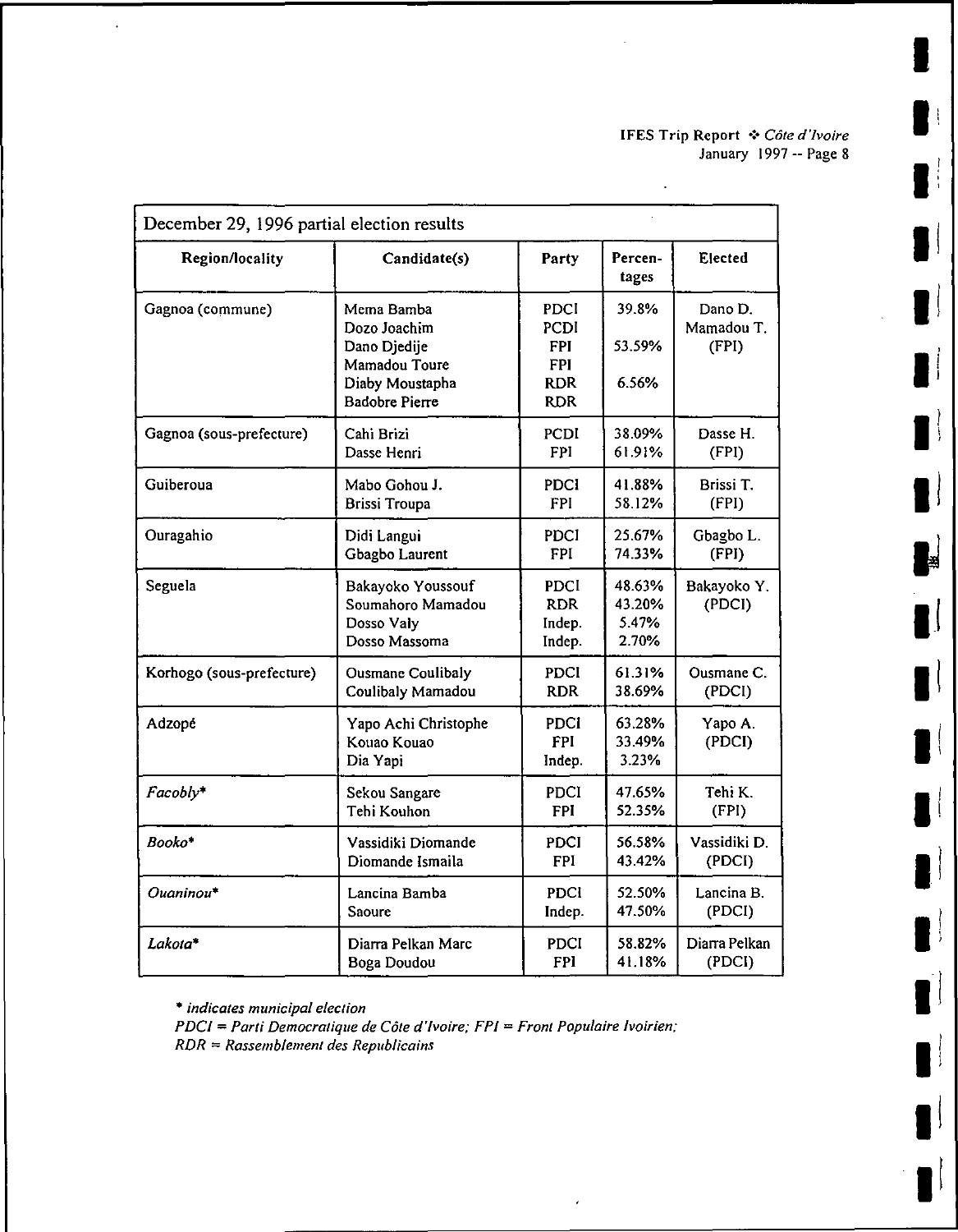| December 29, 1996 partial election results | | | | |
|---|---|---|---|---|
| **Region/locality** | **Candidate(s)** | **Party** | **Percentages** | **Elected** |
| Gagnoa (commune) | Mema Bamba<br>Dozo Joachim<br>Dano Djedije<br>Mamadou Toure<br>Diaby Moustapha<br>Badobre Pierre | PDCI<br>PCDI<br>FPI<br>FPI<br>RDR<br>RDR | 39.8%<br><br>53.59%<br><br>6.56% | Dano D.<br>Mamadou T.<br>(FPI) |
| Gagnoa (sous-prefecture) | Cahi Brizi<br>Dasse Henri | PCDI<br>FPI | 38.09%<br>61.91% | Dasse H.<br>(FPI) |
| Guiberoua | Mabo Gohou J.<br>Brissi Troupa | PDCI<br>FPI | 41.88%<br>58.12% | Brissi T.<br>(FPI) |
| Ouragahio | Didi Langui<br>Gbagbo Laurent | PDCI<br>FPI | 25.67%<br>74.33% | Gbagbo L.<br>(FPI) |
| Seguela | Bakayoko Youssouf<br>Soumahoro Mamadou<br>Dosso Valy<br>Dosso Massoma | PDCI<br>RDR<br>Indep.<br>Indep. | 48.63%<br>43.20%<br>5.47%<br>2.70% | Bakayoko Y.<br>(PDCI) |
| Korhogo (sous-prefecture) | Ousmane Coulibaly<br>Coulibaly Mamadou | PDCI<br>RDR | 61.31%<br>38.69% | Ousmane C.<br>(PDCI) |
| Adzopé | Yapo Achi Christophe<br>Kouao Kouao<br>Dia Yapi | PDCI<br>FPI<br>Indep. | 63.28%<br>33.49%<br>3.23% | Yapo A.<br>(PDCI) |
| *Facobly** | Sekou Sangare<br>Tehi Kouhon | PDCI<br>FPI | 47.65%<br>52.35% | Tehi K.<br>(FPI) |
| *Booko** | Vassidiki Diomande<br>Diomande Ismaila | PDCI<br>FPI | 56.58%<br>43.42% | Vassidiki D.<br>(PDCI) |
| *Ouaninou** | Lancina Bamba<br>Saoure | PDCI<br>Indep. | 52.50%<br>47.50% | Lancina B.<br>(PDCI) |
| *Lakota** | Diarra Pelkan Marc<br>Boga Doudou | PDCI<br>FPI | 58.82%<br>41.18% | Diarra Pelkan<br>(PDCI) |

*\* indicates municipal election*
*PDCI = Parti Democratique de Côte d'Ivoire; FPI = Front Populaire Ivoirien;*
*RDR = Rassemblement des Republicains*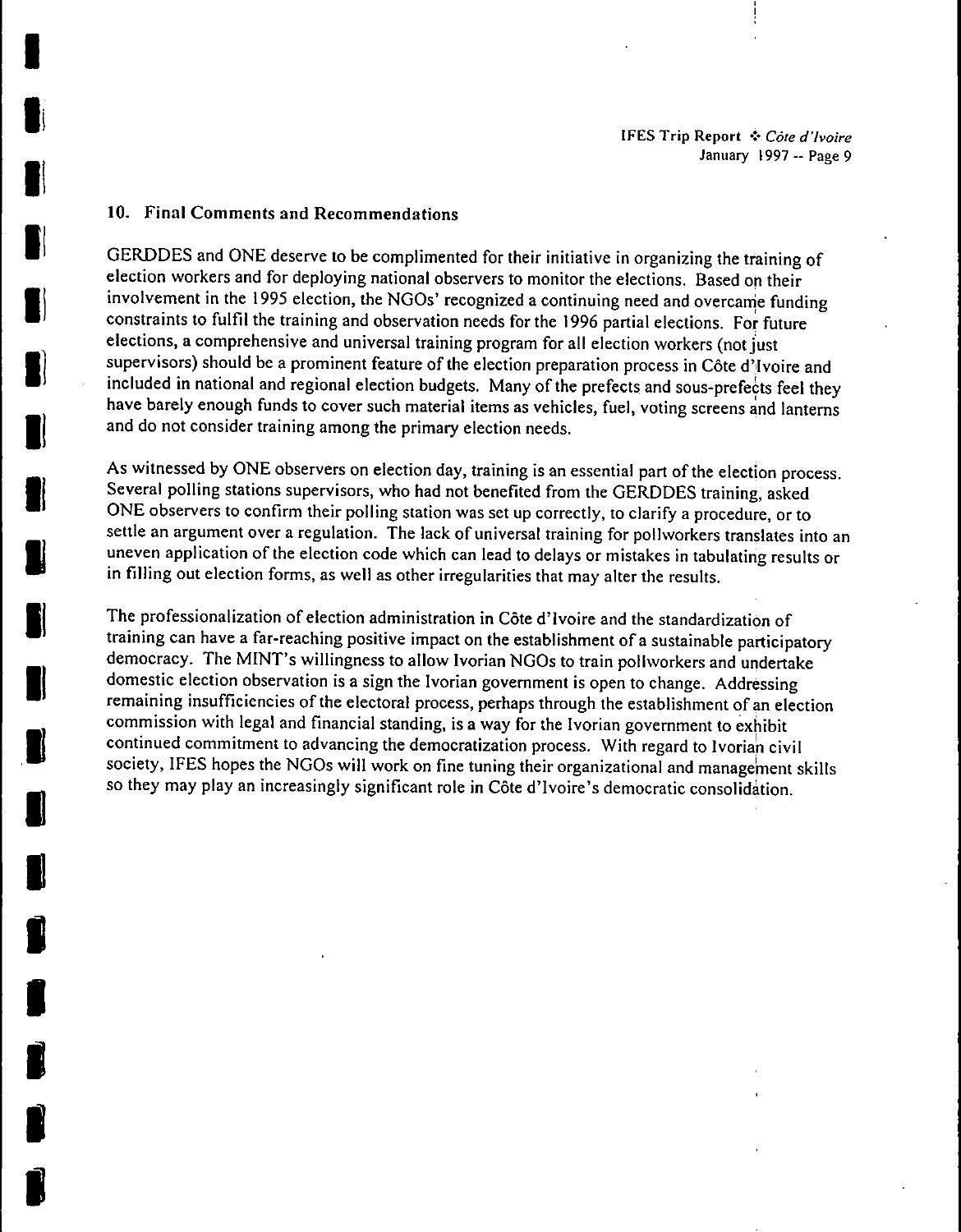## 10. Final Comments and Recommendations

GERDDES and ONE deserve to be complimented for their initiative in organizing the training of election workers and for deploying national observers to monitor the elections. Based on their involvement in the 1995 election, the NGOs' recognized a continuing need and overcame funding constraints to fulfil the training and observation needs for the 1996 partial elections. For future elections, a comprehensive and universal training program for all election workers (not just supervisors) should be a prominent feature of the election preparation process in Côte d'Ivoire and included in national and regional election budgets. Many of the prefects and sous-prefects feel they have barely enough funds to cover such material items as vehicles, fuel, voting screens and lanterns and do not consider training among the primary election needs.

As witnessed by ONE observers on election day, training is an essential part of the election process. Several polling stations supervisors, who had not benefited from the GERDDES training, asked ONE observers to confirm their polling station was set up correctly, to clarify a procedure, or to settle an argument over a regulation. The lack of universal training for pollworkers translates into an uneven application of the election code which can lead to delays or mistakes in tabulating results or in filling out election forms, as well as other irregularities that may alter the results.

The professionalization of election administration in Côte d'Ivoire and the standardization of training can have a far-reaching positive impact on the establishment of a sustainable participatory democracy. The MINT's willingness to allow Ivorian NGOs to train pollworkers and undertake domestic election observation is a sign the Ivorian government is open to change. Addressing remaining insufficiencies of the electoral process, perhaps through the establishment of an election commission with legal and financial standing, is a way for the Ivorian government to exhibit continued commitment to advancing the democratization process. With regard to Ivorian civil society, IFES hopes the NGOs will work on fine tuning their organizational and management skills so they may play an increasingly significant role in Côte d'Ivoire's democratic consolidation.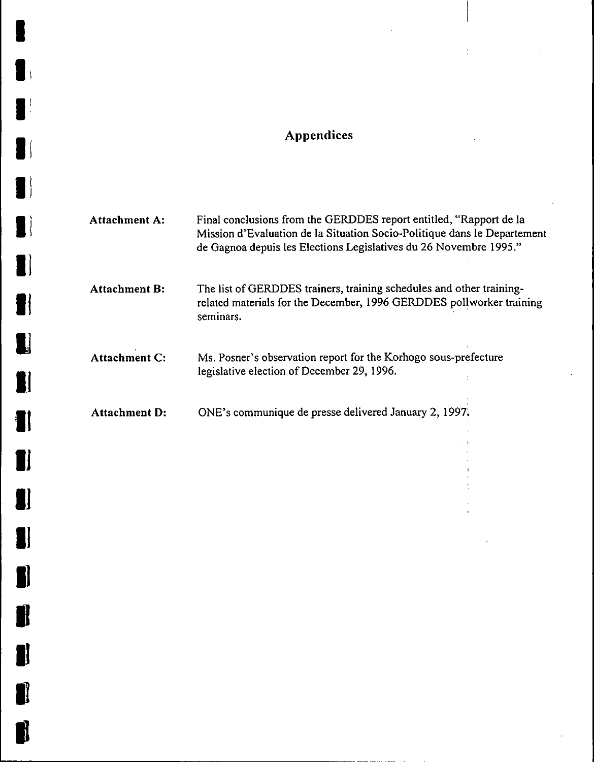# Appendices

**Attachment A:** Final conclusions from the GERDDES report entitled, "Rapport de la Mission d'Evaluation de la Situation Socio-Politique dans le Departement de Gagnoa depuis les Elections Legislatives du 26 Novembre 1995."

**Attachment B:** The list of GERDDES trainers, training schedules and other training-related materials for the December, 1996 GERDDES pollworker training seminars.

**Attachment C:** Ms. Posner's observation report for the Korhogo sous-prefecture legislative election of December 29, 1996.

**Attachment D:** ONE's communique de presse delivered January 2, 1997.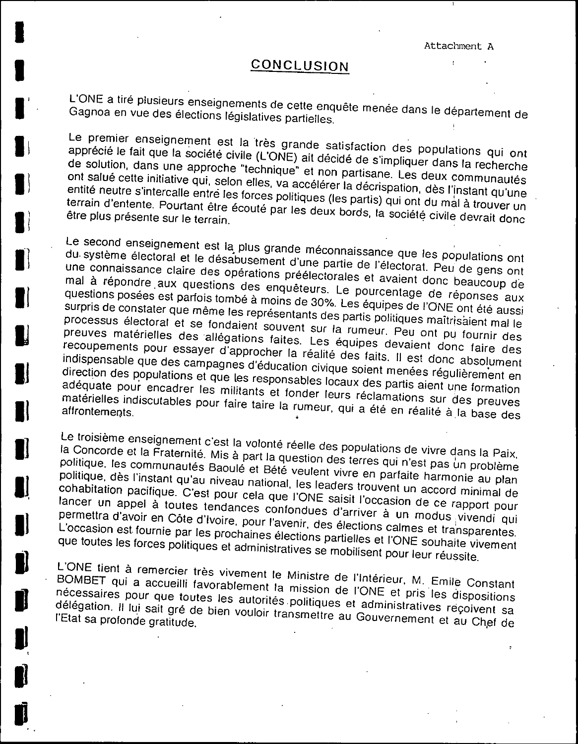Attachment A

# CONCLUSION

L'ONE a tiré plusieurs enseignements de cette enquête menée dans le département de Gagnoa en vue des élections législatives partielles.

Le premier enseignement est la très grande satisfaction des populations qui ont apprécié le fait que la société civile (L'ONE) ait décidé de s'impliquer dans la recherche de solution, dans une approche "technique" et non partisane. Les deux communautés ont salué cette initiative qui, selon elles, va accélérer la décrispation, dès l'instant qu'une entité neutre s'intercalle entre les forces politiques (les partis) qui ont du mal à trouver un terrain d'entente. Pourtant être écouté par les deux bords, la société civile devrait donc être plus présente sur le terrain.

Le second enseignement est la plus grande méconnaissance que les populations ont du système électoral et le désabusement d'une partie de l'électorat. Peu de gens ont une connaissance claire des opérations préélectorales et avaient donc beaucoup de mal à répondre aux questions des enquêteurs. Le pourcentage de réponses aux questions posées est parfois tombé à moins de 30%. Les équipes de l'ONE ont été aussi surpris de constater que même les représentants des partis politiques maîtrisaient mal le processus électoral et se fondaient souvent sur la rumeur. Peu ont pu fournir des preuves matérielles des allégations faites. Les équipes devaient donc faire des recoupements pour essayer d'approcher la réalité des faits. Il est donc absolument indispensable que des campagnes d'éducation civique soient menées régulièrement en direction des populations et que les responsables locaux des partis aient une formation adéquate pour encadrer les militants et fonder leurs réclamations sur des preuves matérielles indiscutables pour faire taire la rumeur, qui a été en réalité à la base des affrontements.

Le troisième enseignement c'est la volonté réelle des populations de vivre dans la Paix, la Concorde et la Fraternité. Mis à part la question des terres qui n'est pas un problème politique, les communautés Baoulé et Bété veulent vivre en parfaite harmonie au plan politique, dès l'instant qu'au niveau national, les leaders trouvent un accord minimal de cohabitation pacifique. C'est pour cela que l'ONE saisit l'occasion de ce rapport pour lancer un appel à toutes tendances confondues d'arriver à un modus vivendi qui permettra d'avoir en Côte d'Ivoire, pour l'avenir, des élections calmes et transparentes. L'occasion est fournie par les prochaines élections partielles et l'ONE souhaite vivement que toutes les forces politiques et administratives se mobilisent pour leur réussite.

L'ONE tient à remercier très vivement le Ministre de l'Intérieur, M. Emile Constant BOMBET qui a accueilli favorablement la mission de l'ONE et pris les dispositions nécessaires pour que toutes les autorités politiques et administratives reçoivent sa délégation. Il lui sait gré de bien vouloir transmettre au Gouvernement et au Chef de l'Etat sa profonde gratitude.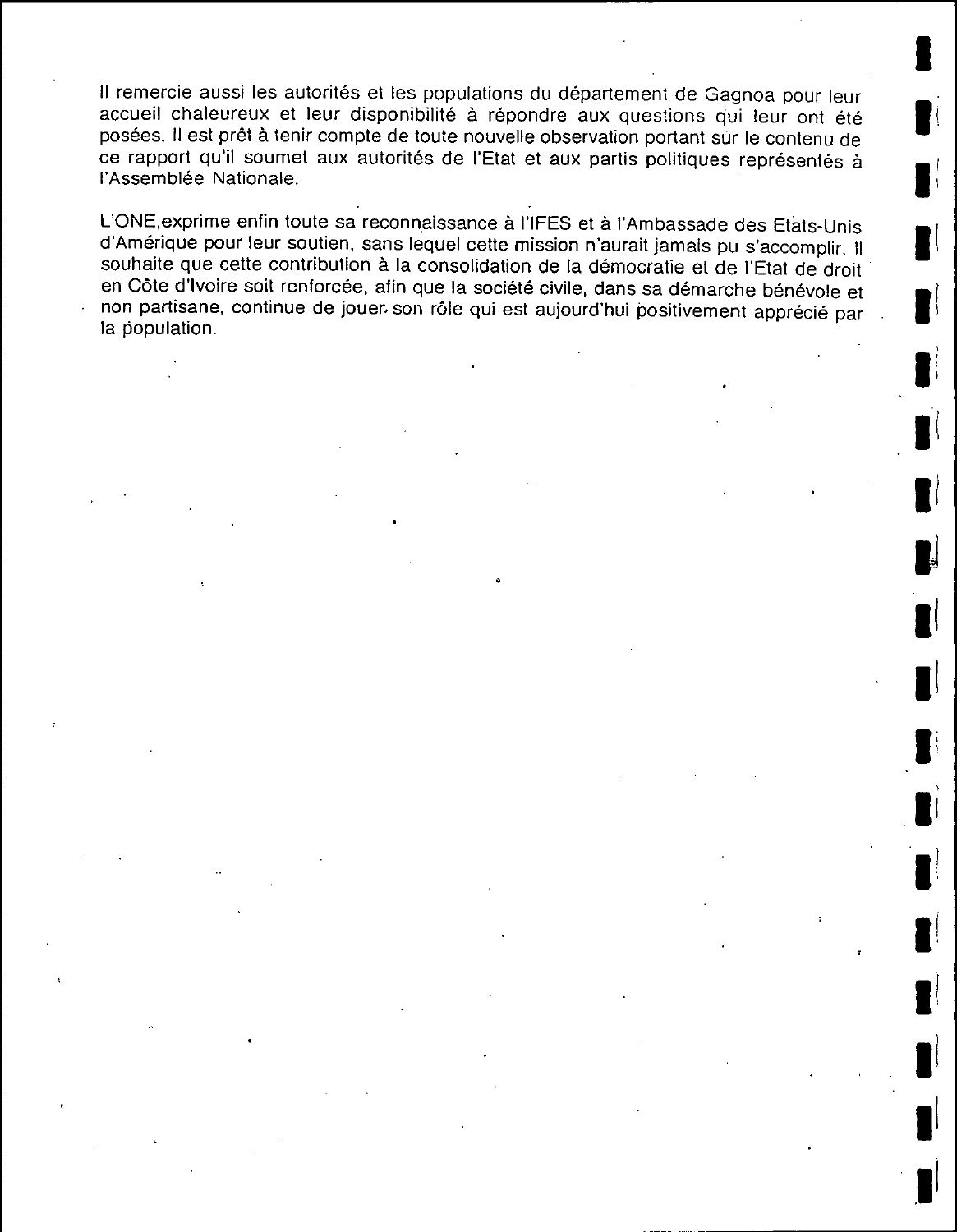Il remercie aussi les autorités et les populations du département de Gagnoa pour leur accueil chaleureux et leur disponibilité à répondre aux questions qui leur ont été posées. Il est prêt à tenir compte de toute nouvelle observation portant sur le contenu de ce rapport qu'il soumet aux autorités de l'Etat et aux partis politiques représentés à l'Assemblée Nationale.

L'ONE,exprime enfin toute sa reconnaissance à l'IFES et à l'Ambassade des Etats-Unis d'Amérique pour leur soutien, sans lequel cette mission n'aurait jamais pu s'accomplir. Il souhaite que cette contribution à la consolidation de la démocratie et de l'Etat de droit en Côte d'Ivoire soit renforcée, afin que la société civile, dans sa démarche bénévole et non partisane, continue de jouer son rôle qui est aujourd'hui positivement apprécié par la population.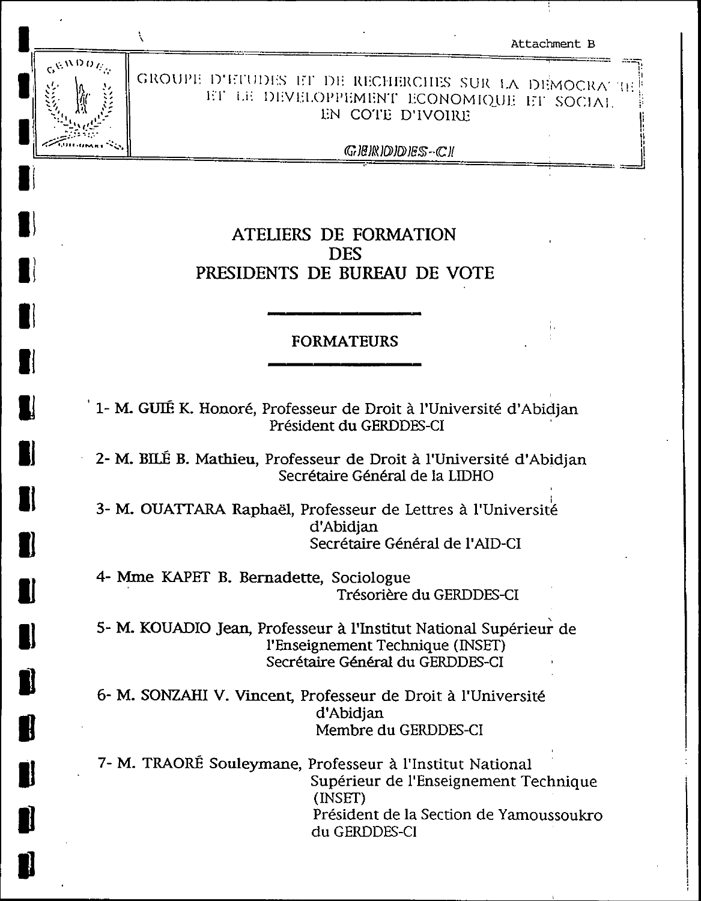Attachment B

GROUPE D'ETUDES ET DE RECHERCHES SUR LA DEMOCRATIE ET LE DEVELOPPEMENT ECONOMIQUE ET SOCIAL EN COTE D'IVOIRE

GERDDES-CI

# ATELIERS DE FORMATION DES PRESIDENTS DE BUREAU DE VOTE

## FORMATEURS

1- M. GUIÉ K. Honoré, Professeur de Droit à l'Université d'Abidjan
Président du GERDDES-CI

2- M. BILÉ B. Mathieu, Professeur de Droit à l'Université d'Abidjan
Secrétaire Général de la LIDHO

3- M. OUATTARA Raphaël, Professeur de Lettres à l'Université d'Abidjan
Secrétaire Général de l'AID-CI

4- Mme KAPET B. Bernadette, Sociologue
Trésorière du GERDDES-CI

5- M. KOUADIO Jean, Professeur à l'Institut National Supérieur de l'Enseignement Technique (INSET)
Secrétaire Général du GERDDES-CI

6- M. SONZAHI V. Vincent, Professeur de Droit à l'Université d'Abidjan
Membre du GERDDES-CI

7- M. TRAORÉ Souleymane, Professeur à l'Institut National Supérieur de l'Enseignement Technique (INSET)
Président de la Section de Yamoussoukro du GERDDES-CI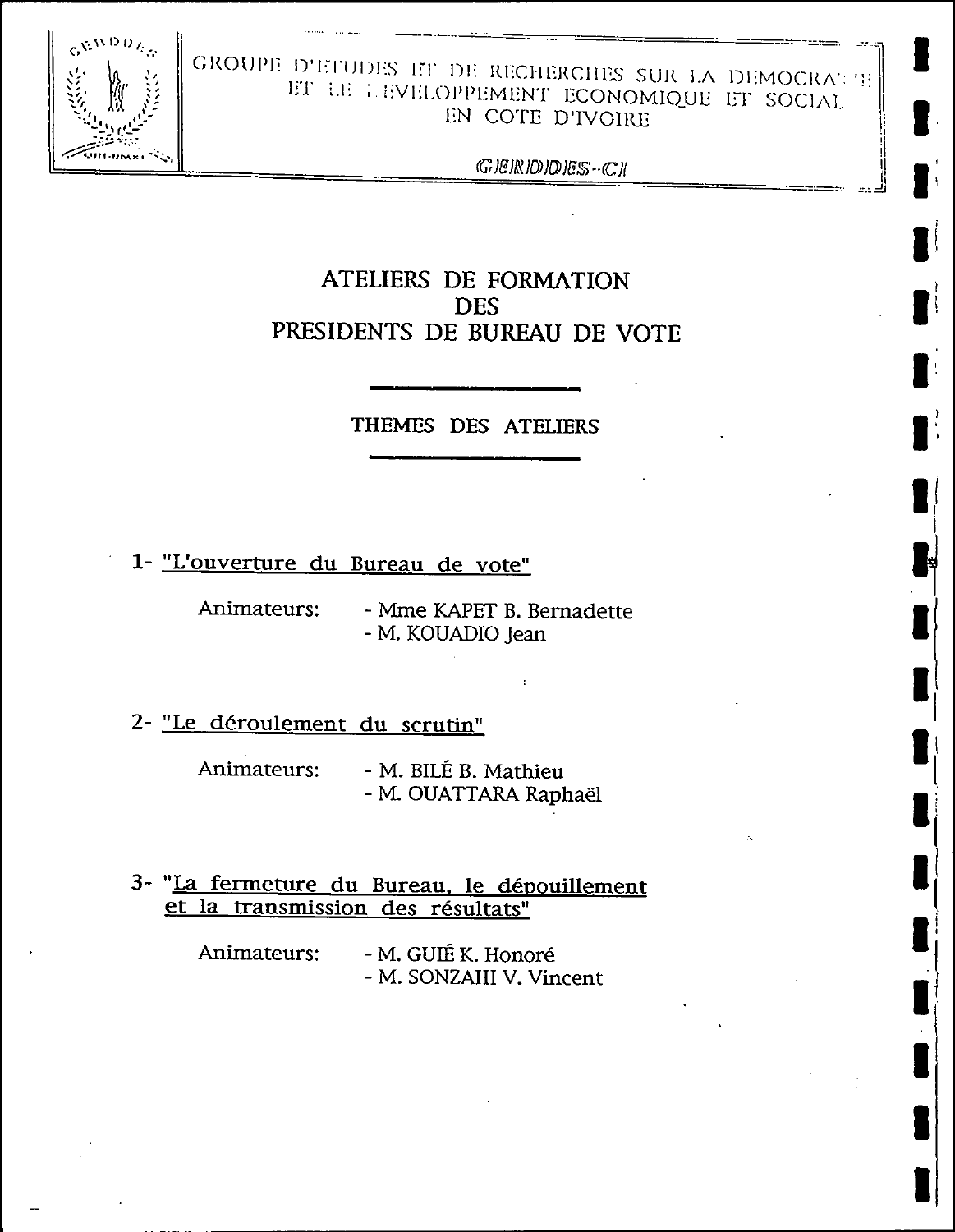GROUPE D'ETUDES ET DE RECHERCHES SUR LA DEMOCRATIE ET LE DEVELOPPEMENT ECONOMIQUE ET SOCIAL EN COTE D'IVOIRE

GERDDES-CI

# ATELIERS DE FORMATION DES PRESIDENTS DE BUREAU DE VOTE

## THEMES DES ATELIERS

1- "L'ouverture du Bureau de vote"

Animateurs:
- Mme KAPET B. Bernadette
- M. KOUADIO Jean

2- "Le déroulement du scrutin"

Animateurs:
- M. BILÉ B. Mathieu
- M. OUATTARA Raphaël

3- "La fermeture du Bureau, le dépouillement et la transmission des résultats"

Animateurs:
- M. GUIÊ K. Honoré
- M. SONZAHI V. Vincent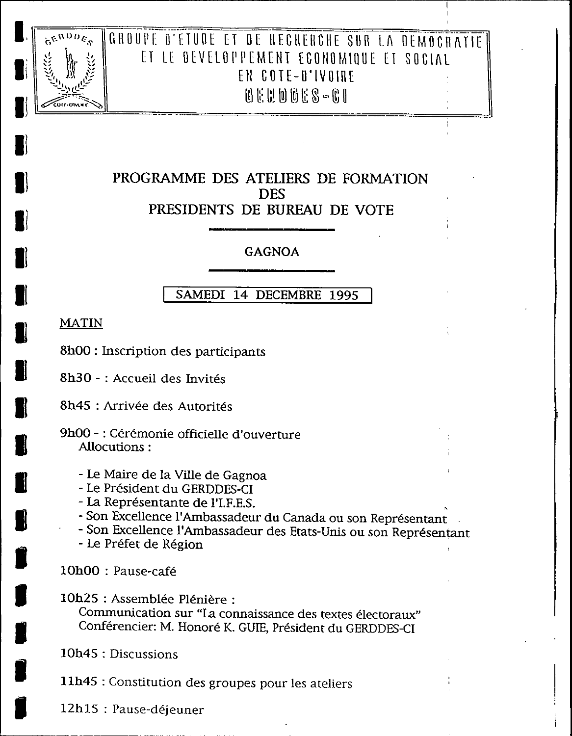GROUPE D'ETUDE ET DE RECHERCHE SUR LA DEMOCRATIE ET LE DEVELOPPEMENT ECONOMIQUE ET SOCIAL EN COTE-D'IVOIRE

GERDDES-CI

# PROGRAMME DES ATELIERS DE FORMATION DES PRESIDENTS DE BUREAU DE VOTE

## GAGNOA

**SAMEDI 14 DECEMBRE 1995**

MATIN

8h00 : Inscription des participants

8h30 - : Accueil des Invités

8h45 : Arrivée des Autorités

9h00 - : Cérémonie officielle d'ouverture
Allocutions :

- Le Maire de la Ville de Gagnoa
- Le Président du GERDDES-CI
- La Représentante de l'I.F.E.S.
- Son Excellence l'Ambassadeur du Canada ou son Représentant
- Son Excellence l'Ambassadeur des Etats-Unis ou son Représentant
- Le Préfet de Région

10h00 : Pause-café

10h25 : Assemblée Plénière :
Communication sur "La connaissance des textes électoraux"
Conférencier: M. Honoré K. GUIE, Président du GERDDES-CI

10h45 : Discussions

11h45 : Constitution des groupes pour les ateliers

12h15 : Pause-déjeuner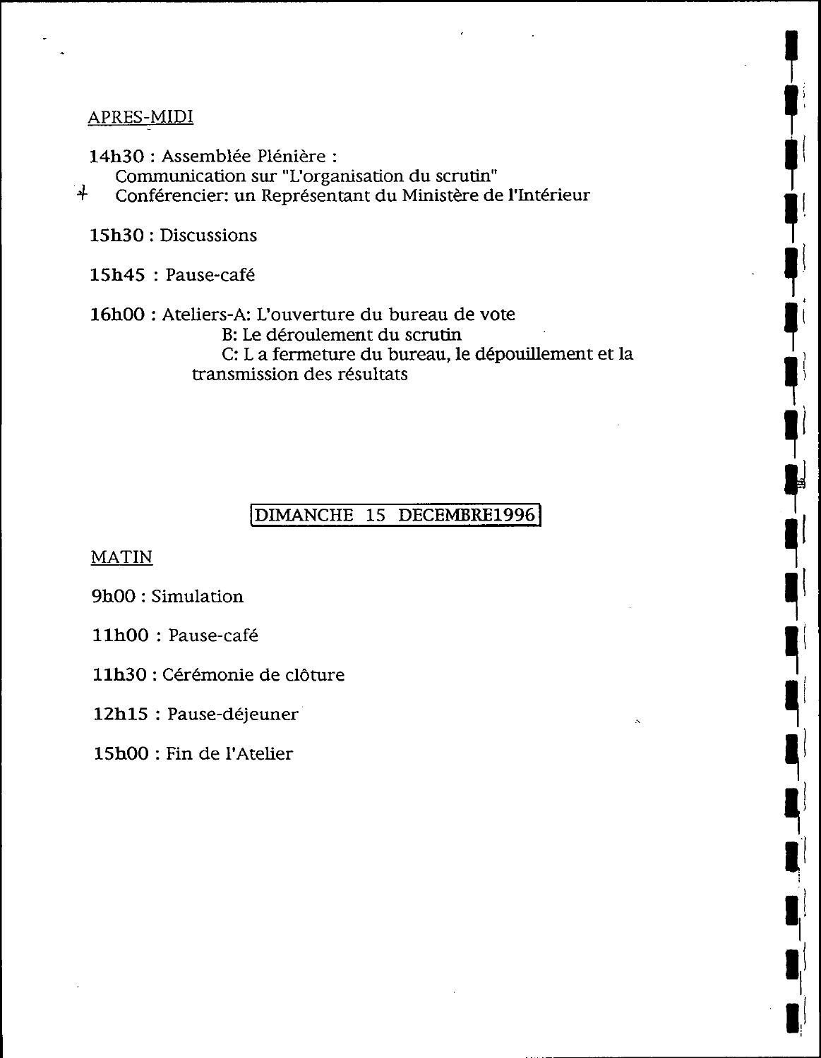APRES-MIDI

14h30 : Assemblée Plénière :
Communication sur "L'organisation du scrutin"
Conférencier: un Représentant du Ministère de l'Intérieur

15h30 : Discussions

15h45 : Pause-café

16h00 : Ateliers-A: L'ouverture du bureau de vote
B: Le déroulement du scrutin
C: L a fermeture du bureau, le dépouillement et la transmission des résultats

## DIMANCHE 15 DECEMBRE1996

MATIN

9h00 : Simulation

11h00 : Pause-café

11h30 : Cérémonie de clôture

12h15 : Pause-déjeuner

15h00 : Fin de l'Atelier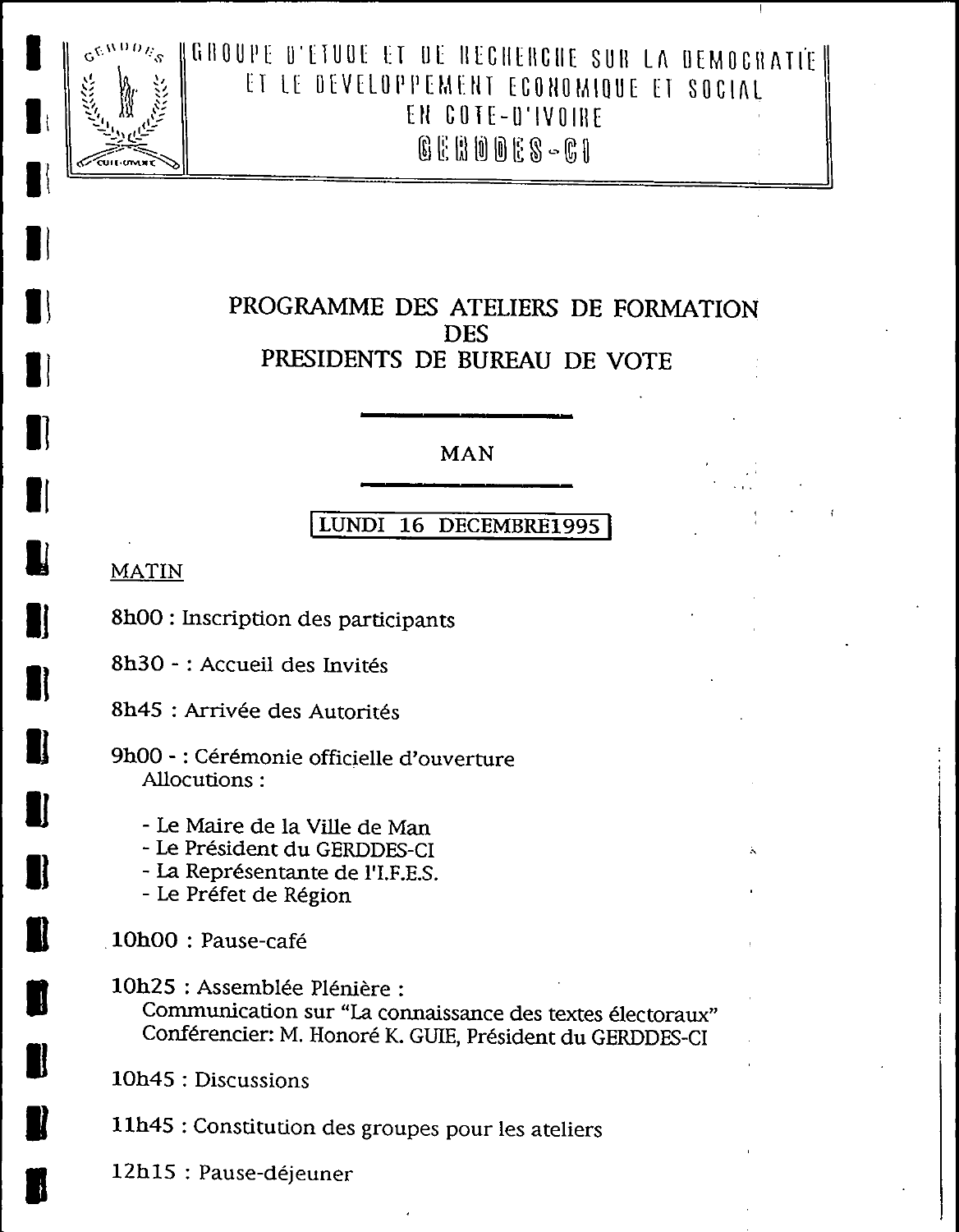GROUPE D'ETUDE ET DE RECHERCHE SUR LA DEMOCRATIE ET LE DEVELOPPEMENT ECONOMIQUE ET SOCIAL EN COTE-D'IVOIRE

**GERDDES-CI**

# PROGRAMME DES ATELIERS DE FORMATION DES PRESIDENTS DE BUREAU DE VOTE

## MAN

**LUNDI 16 DECEMBRE1995**

MATIN

8h00 : Inscription des participants

8h30 - : Accueil des Invités

8h45 : Arrivée des Autorités

9h00 - : Cérémonie officielle d'ouverture
Allocutions :

- Le Maire de la Ville de Man
- Le Président du GERDDES-CI
- La Représentante de l'I.F.E.S.
- Le Préfet de Région

10h00 : Pause-café

10h25 : Assemblée Plénière :
Communication sur "La connaissance des textes électoraux"
Conférencier: M. Honoré K. GUIE, Président du GERDDES-CI

10h45 : Discussions

11h45 : Constitution des groupes pour les ateliers

12h15 : Pause-déjeuner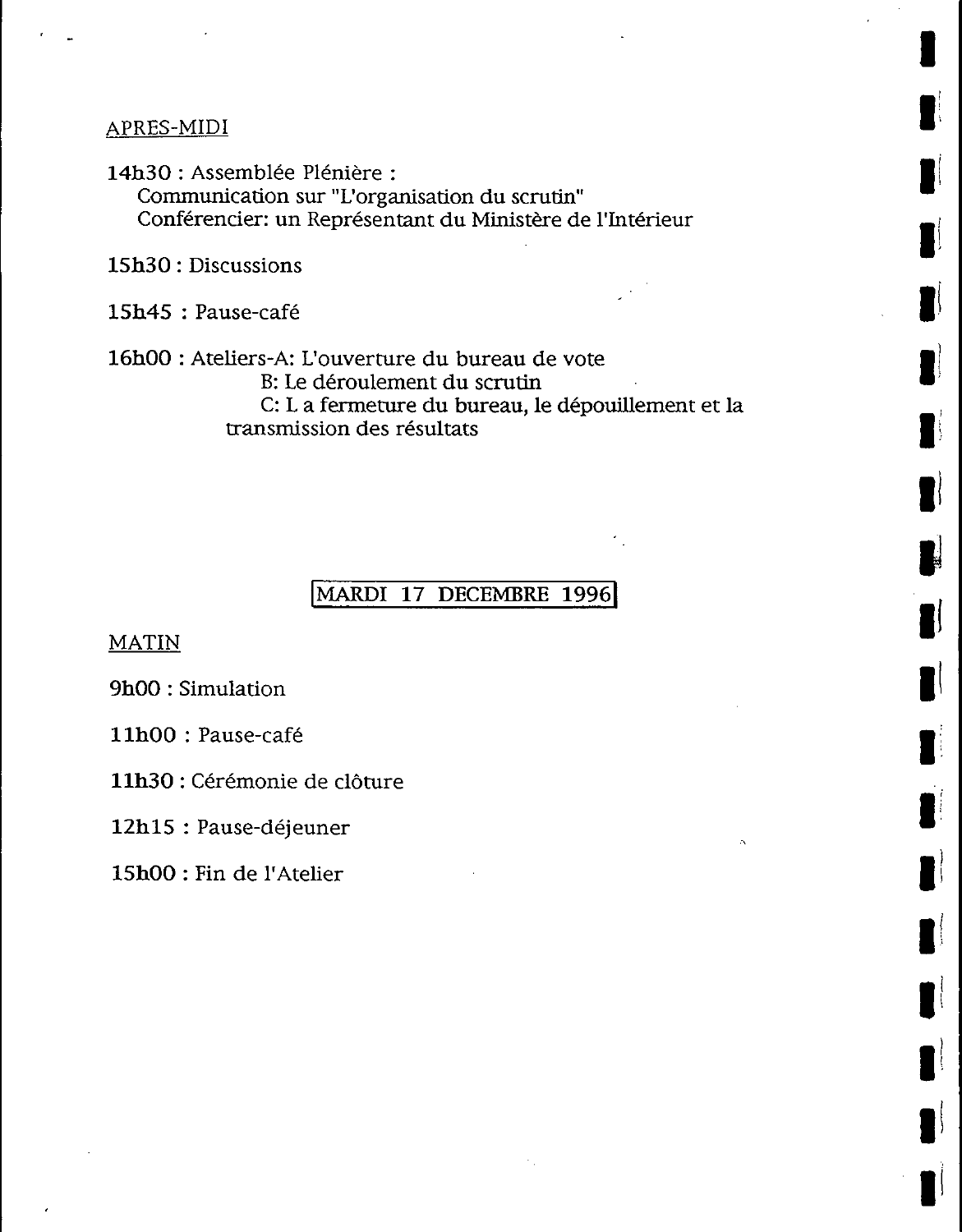APRES-MIDI

**14h30** : Assemblée Plénière :
Communication sur "L'organisation du scrutin"
Conférencier: un Représentant du Ministère de l'Intérieur

**15h30** : Discussions

**15h45** : Pause-café

**16h00** : Ateliers-A: L'ouverture du bureau de vote
B: Le déroulement du scrutin
C: L a fermeture du bureau, le dépouillement et la transmission des résultats

## MARDI 17 DECEMBRE 1996

MATIN

**9h00** : Simulation

**11h00** : Pause-café

**11h30** : Cérémonie de clôture

**12h15** : Pause-déjeuner

**15h00** : Fin de l'Atelier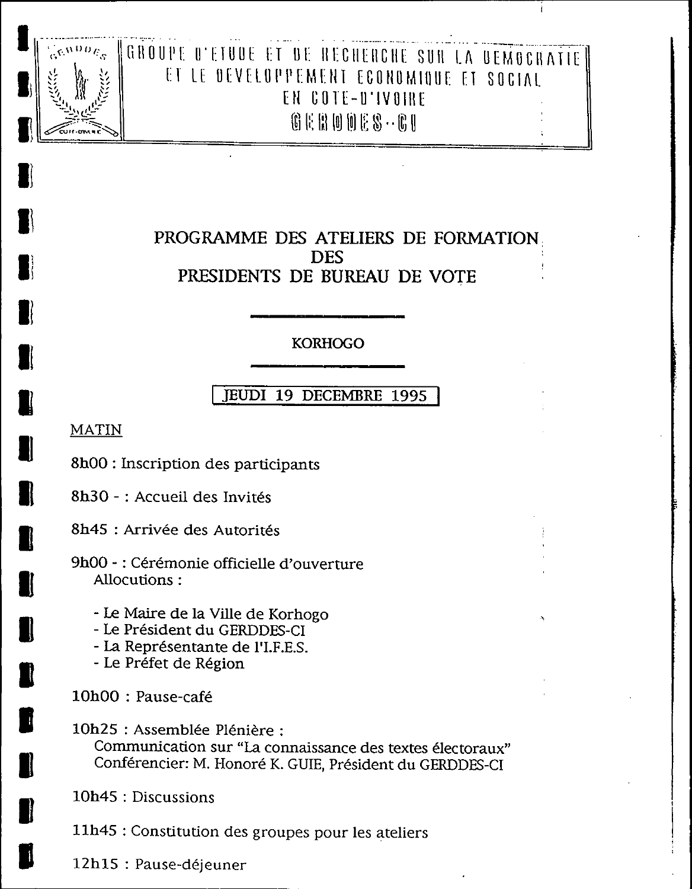GROUPE D'ETUDE ET DE RECHERCHE SUR LA DEMOCRATIE ET LE DEVELOPPEMENT ECONOMIQUE ET SOCIAL EN COTE-D'IVOIRE

GERDDES-CI

# PROGRAMME DES ATELIERS DE FORMATION DES PRESIDENTS DE BUREAU DE VOTE

## KORHOGO

**JEUDI 19 DECEMBRE 1995**

MATIN

8h00 : Inscription des participants

8h30 - : Accueil des Invités

8h45 : Arrivée des Autorités

9h00 - : Cérémonie officielle d'ouverture
Allocutions :

- Le Maire de la Ville de Korhogo
- Le Président du GERDDES-CI
- La Représentante de l'I.F.E.S.
- Le Préfet de Région

10h00 : Pause-café

10h25 : Assemblée Plénière :
Communication sur "La connaissance des textes électoraux"
Conférencier: M. Honoré K. GUIE, Président du GERDDES-CI

10h45 : Discussions

11h45 : Constitution des groupes pour les ateliers

12h15 : Pause-déjeuner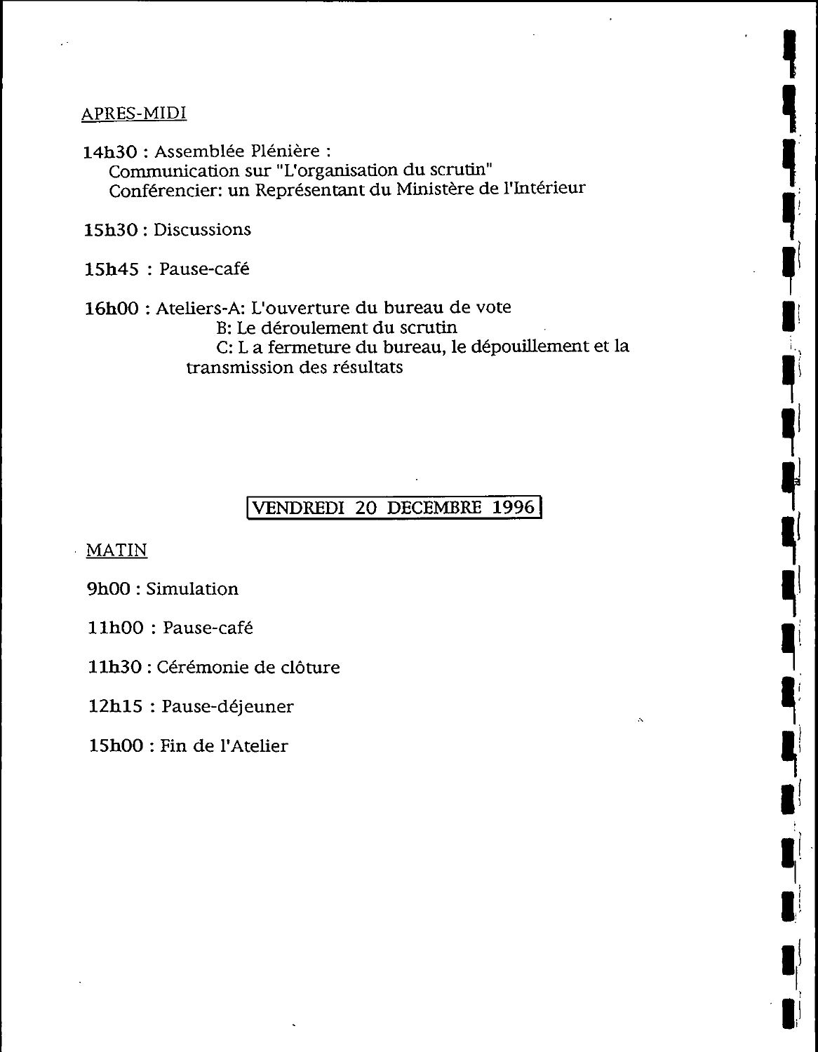APRES-MIDI

**14h30** : Assemblée Plénière :
Communication sur "L'organisation du scrutin"
Conférencier: un Représentant du Ministère de l'Intérieur

**15h30** : Discussions

**15h45** : Pause-café

**16h00** : Ateliers-A: L'ouverture du bureau de vote
B: Le déroulement du scrutin
C: L a fermeture du bureau, le dépouillement et la transmission des résultats

## VENDREDI 20 DECEMBRE 1996

MATIN

**9h00** : Simulation

**11h00** : Pause-café

**11h30** : Cérémonie de clôture

**12h15** : Pause-déjeuner

**15h00** : Fin de l'Atelier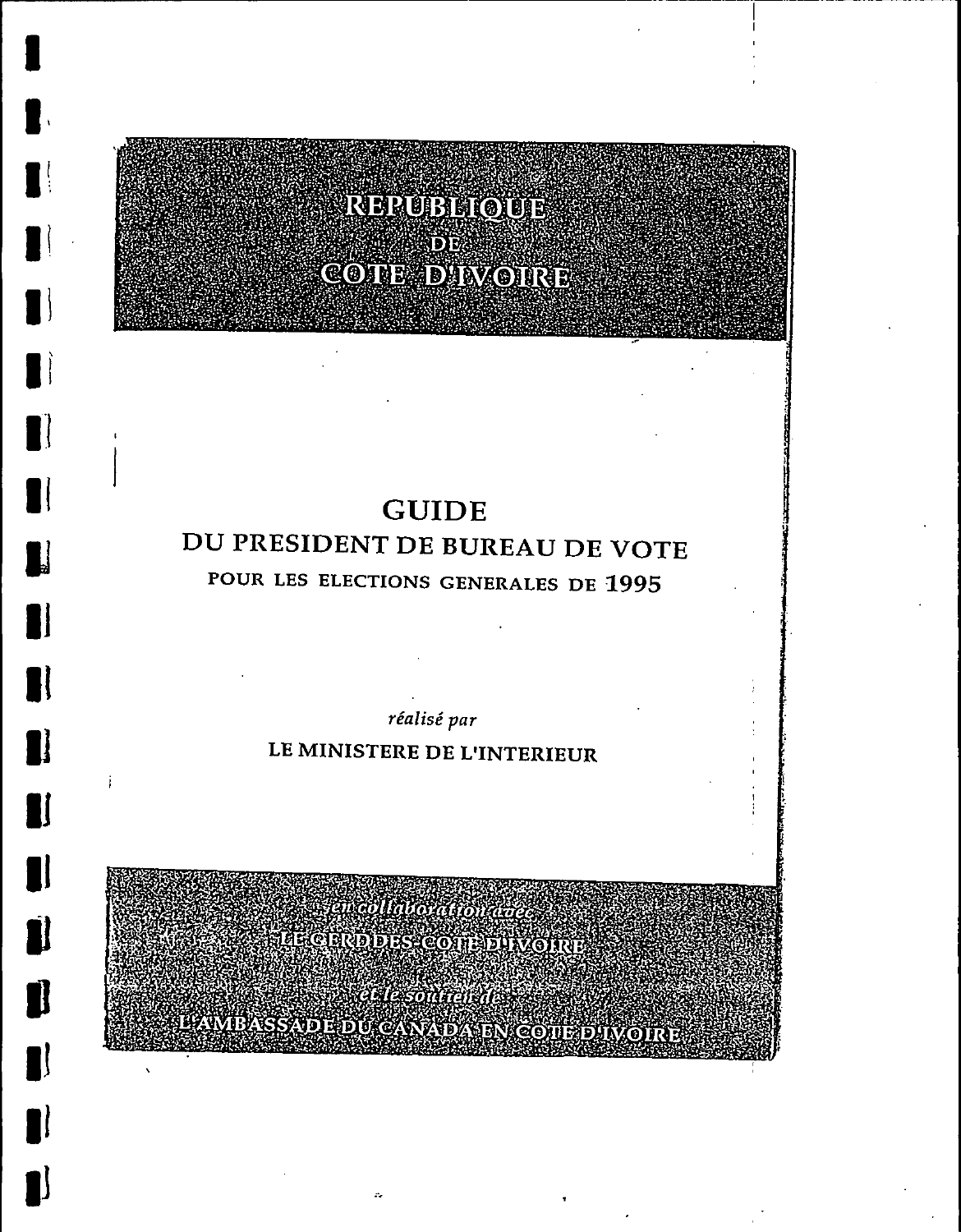# REPUBLIQUE
# DE
# COTE D'IVOIRE

# GUIDE

## DU PRESIDENT DE BUREAU DE VOTE

### POUR LES ELECTIONS GENERALES DE 1995

*réalisé par*

LE MINISTERE DE L'INTERIEUR

*en collaboration avec*

LE GERDDES-COTE D'IVOIRE

*et le soutien de*

L'AMBASSADE DU CANADA EN COTE D'IVOIRE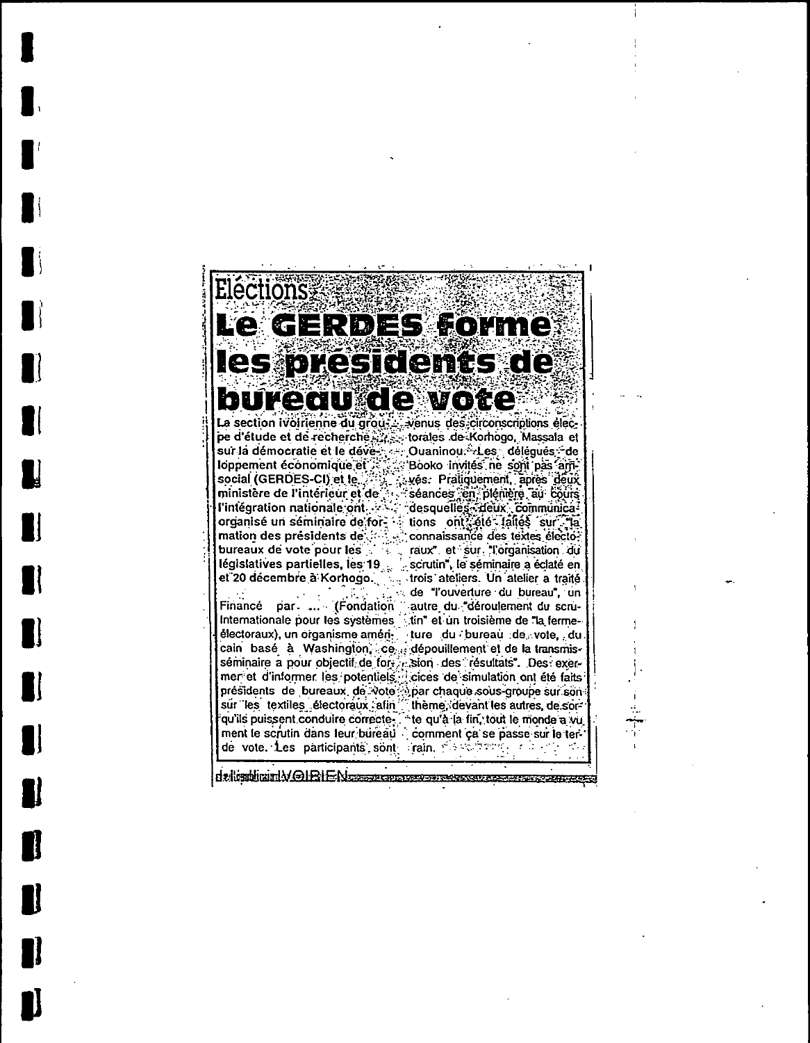Eléctions

# Le GERDES forme les présidents de bureau de vote

La section ivoirienne du groupe d'étude et de recherche sur la démocratie et le développement économique et social (GERDES-CI) et le ministère de l'intérieur et de l'intégration nationale ont organisé un séminaire de formation des présidents de bureaux de vote pour les législatives partielles, les 19 et 20 décembre à Korhogo.

Financé par ... (Fondation Internationale pour les systèmes électoraux), un organisme américain basé à Washington, ce séminaire a pour objectif de former et d'informer les potentiels présidents de bureaux de vote sur les textiles électoraux afin qu'ils puissent conduire correctement le scrutin dans leur bureau de vote. Les participants sont venus des circonscriptions électorales de Korhogo, Massala et Ouaninou. Les délégués de Booko invités ne sont pas arrivés. Pratiquement, après deux séances en plénière au cours desquelles deux communications ont été faites sur "la connaissance des textes électoraux" et sur "l'organisation du scrutin", le séminaire a éclaté en trois ateliers. Un atelier a traité de "l'ouverture du bureau", un autre du "déroulement du scrutin" et un troisième de "la fermeture du bureau de vote, du dépouillement et de la transmission des résultats". Des exercices de simulation ont été faits par chaque sous-groupe sur son thème, devant les autres, de sorte qu'à la fin, tout le monde a vu comment ça se passe sur le terrain.

IVOIRIEN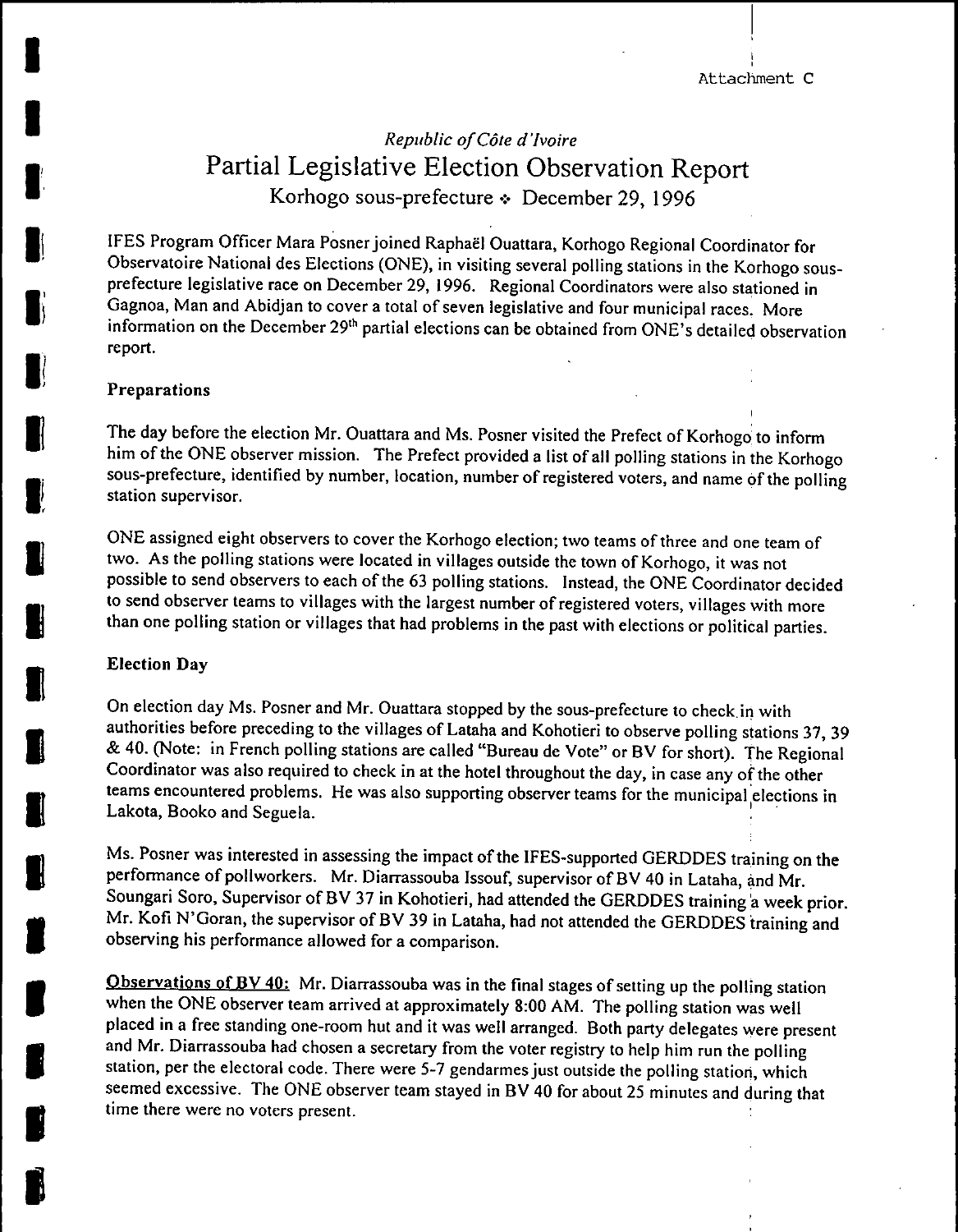Attachment C

*Republic of Côte d'Ivoire*

# Partial Legislative Election Observation Report

Korhogo sous-prefecture ❖ December 29, 1996

IFES Program Officer Mara Posner joined Raphaël Ouattara, Korhogo Regional Coordinator for Observatoire National des Elections (ONE), in visiting several polling stations in the Korhogo sous-prefecture legislative race on December 29, 1996. Regional Coordinators were also stationed in Gagnoa, Man and Abidjan to cover a total of seven legislative and four municipal races. More information on the December 29th partial elections can be obtained from ONE's detailed observation report.

**Preparations**

The day before the election Mr. Ouattara and Ms. Posner visited the Prefect of Korhogo to inform him of the ONE observer mission. The Prefect provided a list of all polling stations in the Korhogo sous-prefecture, identified by number, location, number of registered voters, and name of the polling station supervisor.

ONE assigned eight observers to cover the Korhogo election; two teams of three and one team of two. As the polling stations were located in villages outside the town of Korhogo, it was not possible to send observers to each of the 63 polling stations. Instead, the ONE Coordinator decided to send observer teams to villages with the largest number of registered voters, villages with more than one polling station or villages that had problems in the past with elections or political parties.

**Election Day**

On election day Ms. Posner and Mr. Ouattara stopped by the sous-prefecture to check in with authorities before preceding to the villages of Lataha and Kohotieri to observe polling stations 37, 39 & 40. (Note: in French polling stations are called "Bureau de Vote" or BV for short). The Regional Coordinator was also required to check in at the hotel throughout the day, in case any of the other teams encountered problems. He was also supporting observer teams for the municipal elections in Lakota, Booko and Seguela.

Ms. Posner was interested in assessing the impact of the IFES-supported GERDDES training on the performance of pollworkers. Mr. Diarrassouba Issouf, supervisor of BV 40 in Lataha, and Mr. Soungari Soro, Supervisor of BV 37 in Kohotieri, had attended the GERDDES training a week prior. Mr. Kofi N'Goran, the supervisor of BV 39 in Lataha, had not attended the GERDDES training and observing his performance allowed for a comparison.

Observations of BV 40: Mr. Diarrassouba was in the final stages of setting up the polling station when the ONE observer team arrived at approximately 8:00 AM. The polling station was well placed in a free standing one-room hut and it was well arranged. Both party delegates were present and Mr. Diarrassouba had chosen a secretary from the voter registry to help him run the polling station, per the electoral code. There were 5-7 gendarmes just outside the polling station, which seemed excessive. The ONE observer team stayed in BV 40 for about 25 minutes and during that time there were no voters present.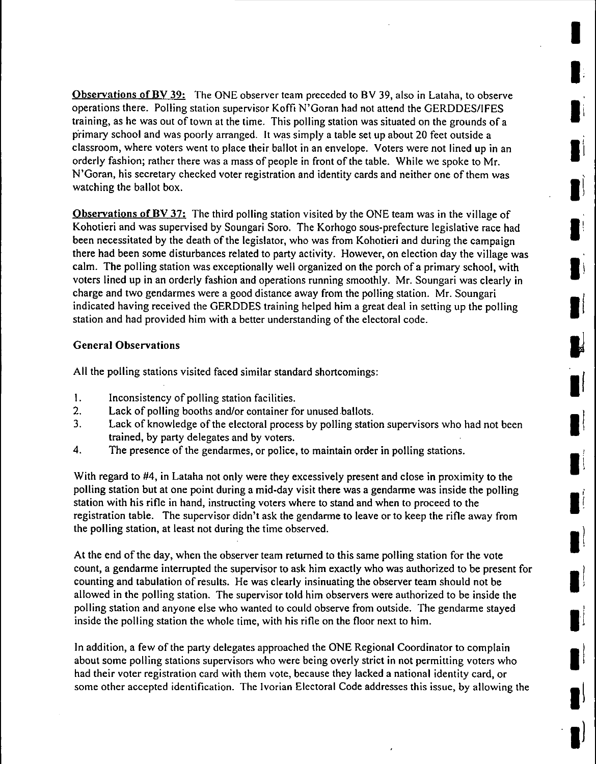**Observations of BV 39:** The ONE observer team preceded to BV 39, also in Lataha, to observe operations there. Polling station supervisor Koffi N'Goran had not attend the GERDDES/IFES training, as he was out of town at the time. This polling station was situated on the grounds of a primary school and was poorly arranged. It was simply a table set up about 20 feet outside a classroom, where voters went to place their ballot in an envelope. Voters were not lined up in an orderly fashion; rather there was a mass of people in front of the table. While we spoke to Mr. N'Goran, his secretary checked voter registration and identity cards and neither one of them was watching the ballot box.

**Observations of BV 37:** The third polling station visited by the ONE team was in the village of Kohotieri and was supervised by Soungari Soro. The Korhogo sous-prefecture legislative race had been necessitated by the death of the legislator, who was from Kohotieri and during the campaign there had been some disturbances related to party activity. However, on election day the village was calm. The polling station was exceptionally well organized on the porch of a primary school, with voters lined up in an orderly fashion and operations running smoothly. Mr. Soungari was clearly in charge and two gendarmes were a good distance away from the polling station. Mr. Soungari indicated having received the GERDDES training helped him a great deal in setting up the polling station and had provided him with a better understanding of the electoral code.

**General Observations**

All the polling stations visited faced similar standard shortcomings:

1. Inconsistency of polling station facilities.
2. Lack of polling booths and/or container for unused ballots.
3. Lack of knowledge of the electoral process by polling station supervisors who had not been trained, by party delegates and by voters.
4. The presence of the gendarmes, or police, to maintain order in polling stations.

With regard to #4, in Lataha not only were they excessively present and close in proximity to the polling station but at one point during a mid-day visit there was a gendarme was inside the polling station with his rifle in hand, instructing voters where to stand and when to proceed to the registration table. The supervisor didn't ask the gendarme to leave or to keep the rifle away from the polling station, at least not during the time observed.

At the end of the day, when the observer team returned to this same polling station for the vote count, a gendarme interrupted the supervisor to ask him exactly who was authorized to be present for counting and tabulation of results. He was clearly insinuating the observer team should not be allowed in the polling station. The supervisor told him observers were authorized to be inside the polling station and anyone else who wanted to could observe from outside. The gendarme stayed inside the polling station the whole time, with his rifle on the floor next to him.

In addition, a few of the party delegates approached the ONE Regional Coordinator to complain about some polling stations supervisors who were being overly strict in not permitting voters who had their voter registration card with them vote, because they lacked a national identity card, or some other accepted identification. The Ivorian Electoral Code addresses this issue, by allowing the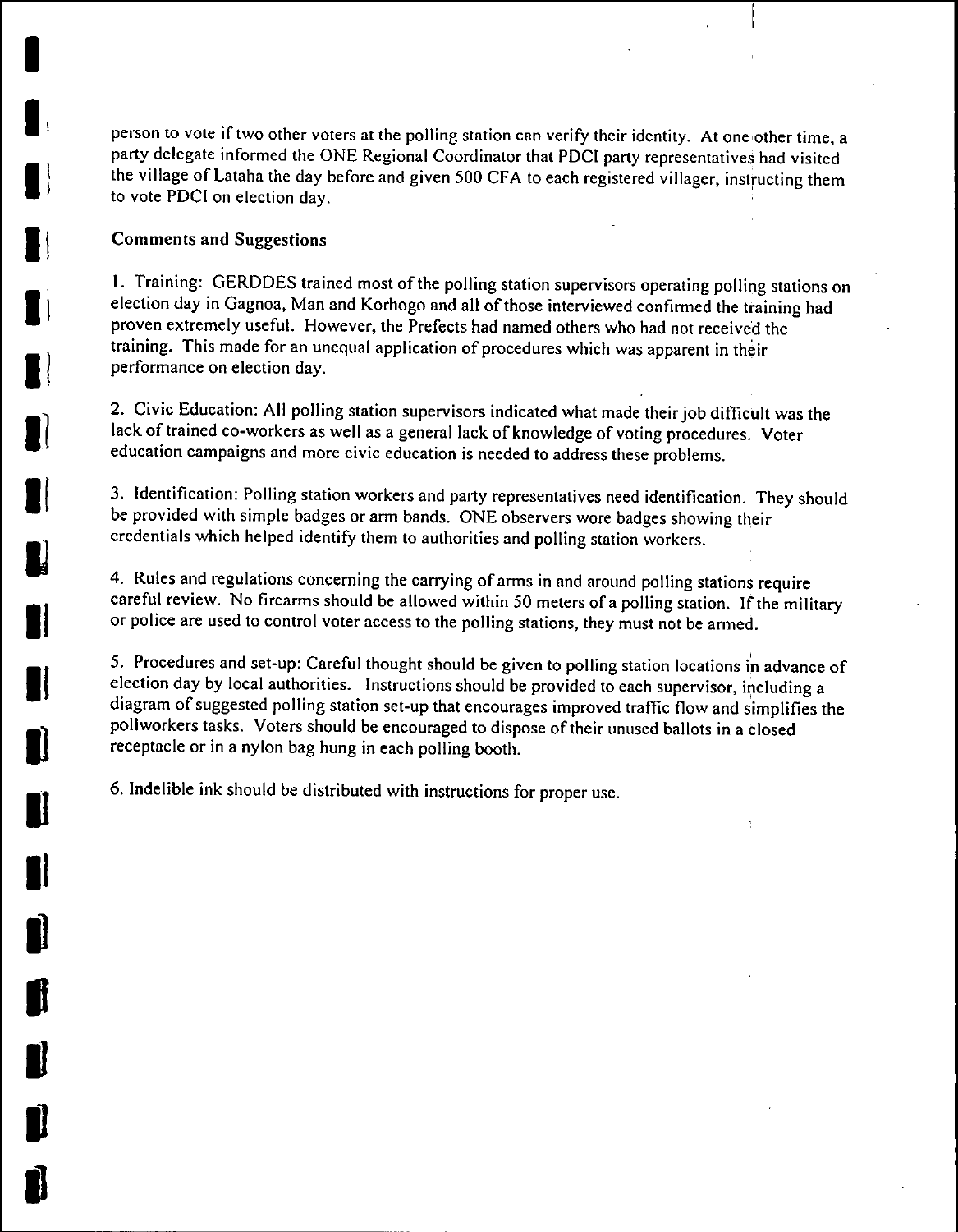person to vote if two other voters at the polling station can verify their identity. At one other time, a party delegate informed the ONE Regional Coordinator that PDCI party representatives had visited the village of Lataha the day before and given 500 CFA to each registered villager, instructing them to vote PDCI on election day.

### Comments and Suggestions

1. Training: GERDDES trained most of the polling station supervisors operating polling stations on election day in Gagnoa, Man and Korhogo and all of those interviewed confirmed the training had proven extremely useful. However, the Prefects had named others who had not received the training. This made for an unequal application of procedures which was apparent in their performance on election day.

2. Civic Education: All polling station supervisors indicated what made their job difficult was the lack of trained co-workers as well as a general lack of knowledge of voting procedures. Voter education campaigns and more civic education is needed to address these problems.

3. Identification: Polling station workers and party representatives need identification. They should be provided with simple badges or arm bands. ONE observers wore badges showing their credentials which helped identify them to authorities and polling station workers.

4. Rules and regulations concerning the carrying of arms in and around polling stations require careful review. No firearms should be allowed within 50 meters of a polling station. If the military or police are used to control voter access to the polling stations, they must not be armed.

5. Procedures and set-up: Careful thought should be given to polling station locations in advance of election day by local authorities. Instructions should be provided to each supervisor, including a diagram of suggested polling station set-up that encourages improved traffic flow and simplifies the pollworkers tasks. Voters should be encouraged to dispose of their unused ballots in a closed receptacle or in a nylon bag hung in each polling booth.

6. Indelible ink should be distributed with instructions for proper use.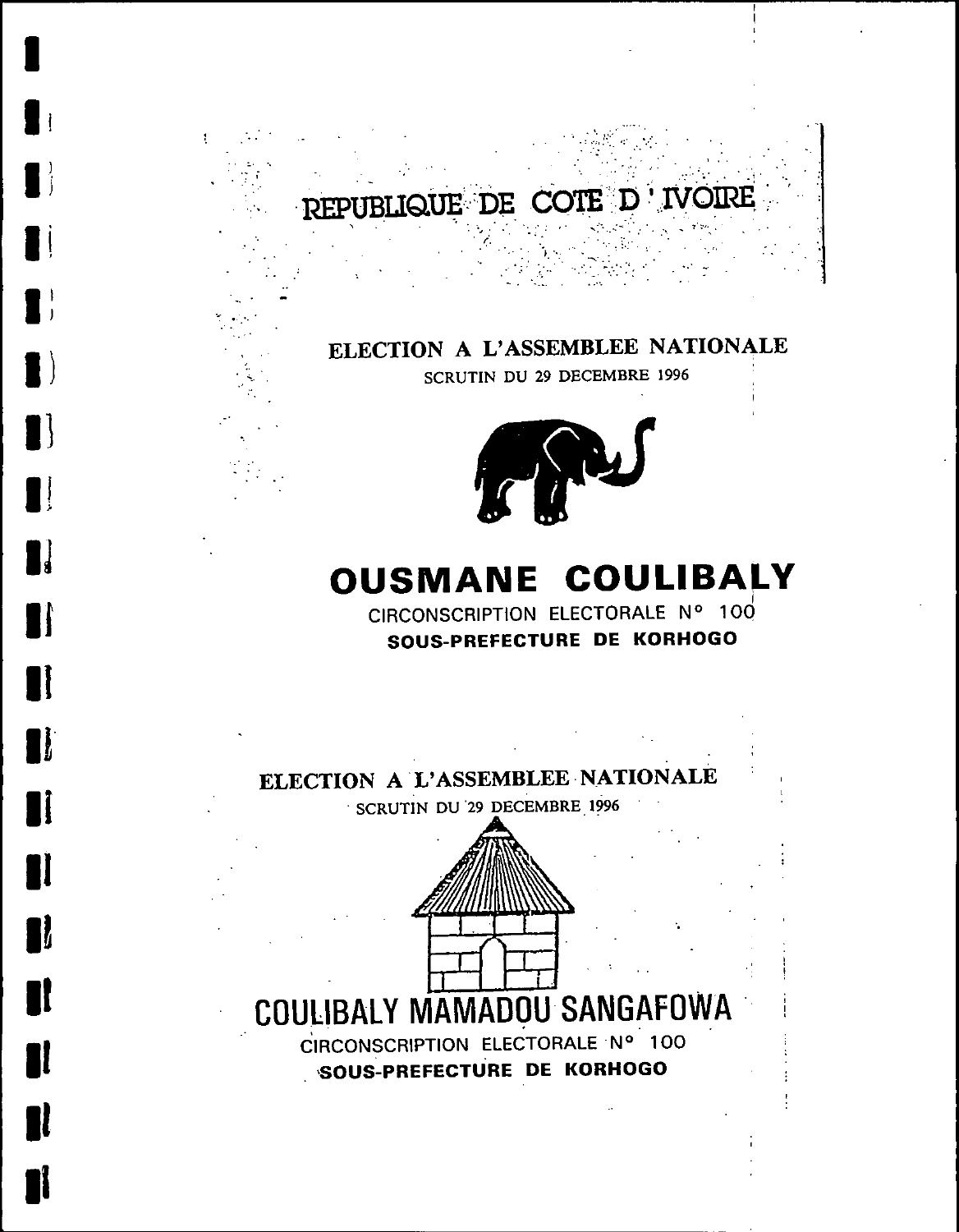# REPUBLIQUE DE COTE D'IVOIRE

## ELECTION A L'ASSEMBLEE NATIONALE

SCRUTIN DU 29 DECEMBRE 1996

# OUSMANE COULIBALY

CIRCONSCRIPTION ELECTORALE N° 100

**SOUS-PREFECTURE DE KORHOGO**

## ELECTION A L'ASSEMBLEE NATIONALE

SCRUTIN DU 29 DECEMBRE 1996

# COULIBALY MAMADOU SANGAFOWA

CIRCONSCRIPTION ELECTORALE N° 100

**SOUS-PREFECTURE DE KORHOGO**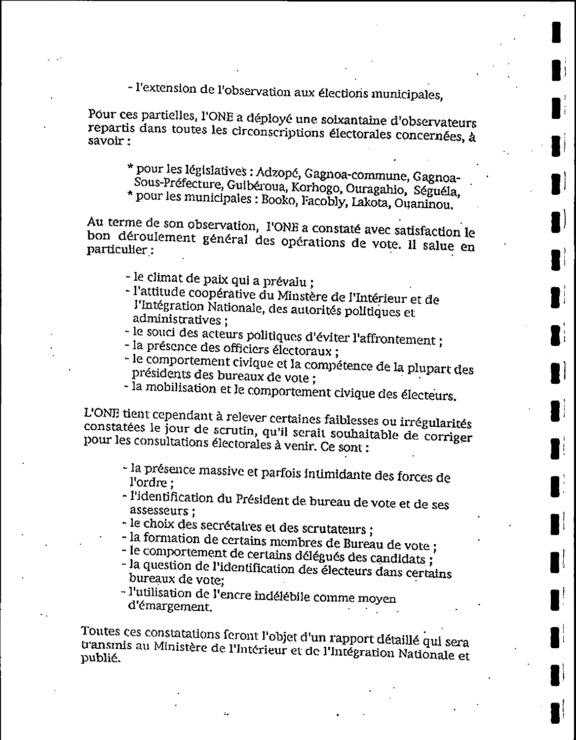- l'extension de l'observation aux élections municipales,

Pour ces partielles, l'ONE a déployé une soixantaine d'observateurs repartis dans toutes les circonscriptions électorales concernées, à savoir :

* pour les législatives : Adzopé, Gagnoa-commune, Gagnoa-Sous-Préfecture, Guibéroua, Korhogo, Ouragahio, Séguéla,
* pour les municipales : Booko, Facobly, Lakota, Ouaninou.

Au terme de son observation, l'ONE a constaté avec satisfaction le bon déroulement général des opérations de vote. Il salue en particulier :

- le climat de paix qui a prévalu ;
- l'attitude coopérative du Minstère de l'Intérieur et de l'Intégration Nationale, des autorités politiques et administratives ;
- le souci des acteurs politiques d'éviter l'affrontement ;
- la présence des officiers électoraux ;
- le comportement civique et la compétence de la plupart des présidents des bureaux de vote ;
- la mobilisation et le comportement civique des électeurs.

L'ONE tient cependant à relever certaines faiblesses ou irrégularités constatées le jour de scrutin, qu'il serait souhaitable de corriger pour les consultations électorales à venir. Ce sont :

- la présence massive et parfois intimidante des forces de l'ordre ;
- l'identification du Président de bureau de vote et de ses assesseurs ;
- le choix des secrétaires et des scrutateurs ;
- la formation de certains membres de Bureau de vote ;
- le comportement de certains délégués des candidats ;
- la question de l'identification des électeurs dans certains bureaux de vote;
- l'utilisation de l'encre indélébile comme moyen d'émargement.

Toutes ces constatations feront l'objet d'un rapport détaillé qui sera transmis au Ministère de l'Intérieur et de l'Intégration Nationale et publié.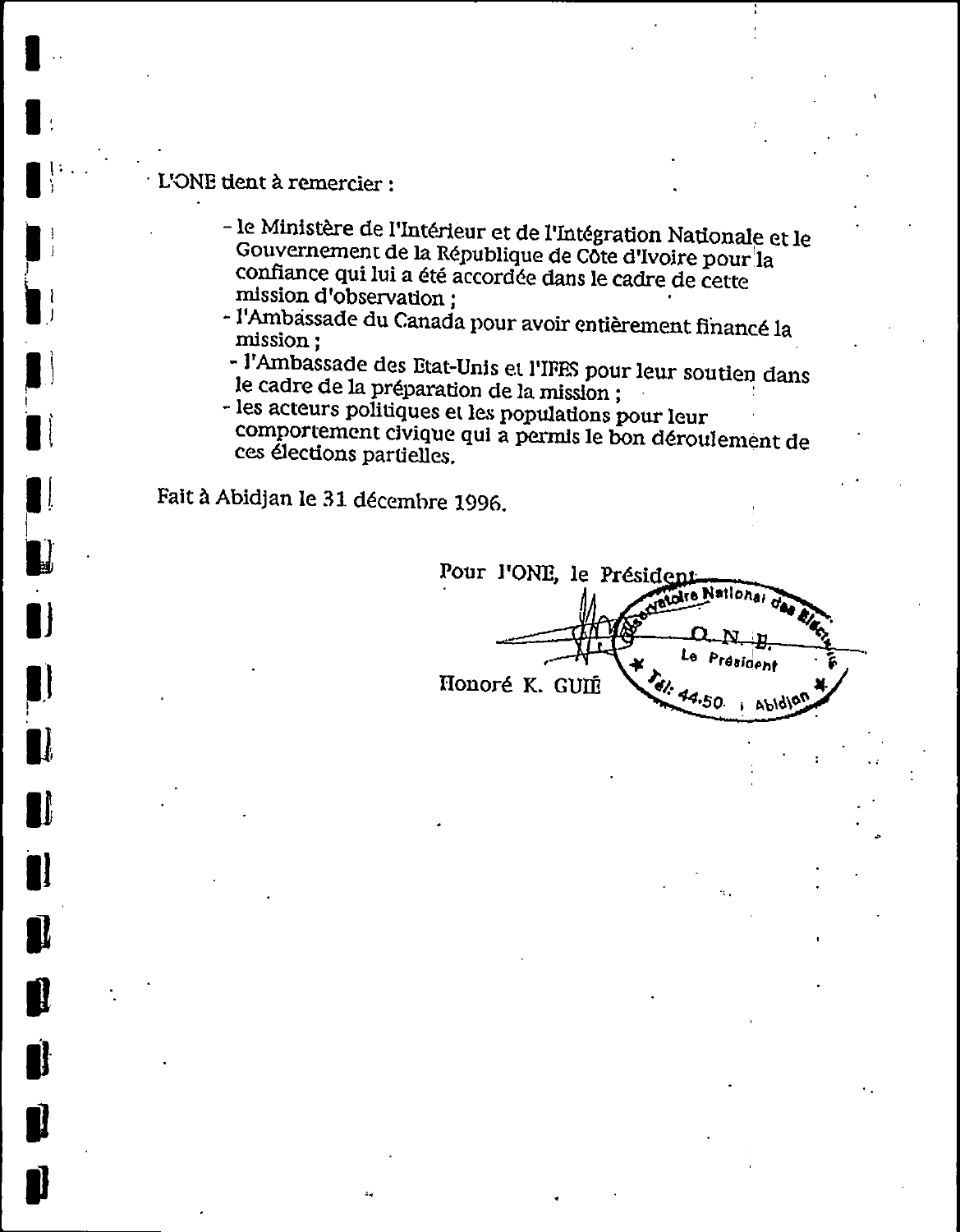L'ONE tient à remercier :

- le Ministère de l'Intérieur et de l'Intégration Nationale et le Gouvernement de la République de Côte d'Ivoire pour la confiance qui lui a été accordée dans le cadre de cette mission d'observation ;
- l'Ambassade du Canada pour avoir entièrement financé la mission ;
- l'Ambassade des Etat-Unis et l'IFES pour leur soutien dans le cadre de la préparation de la mission ;
- les acteurs politiques et les populations pour leur comportement civique qui a permis le bon déroulement de ces élections partielles.

Fait à Abidjan le 31 décembre 1996.

Pour l'ONE, le Président

Observatoire National des Elections
O. N. E.
Le Président
Tél: 44.50 Abidjan

Honoré K. GUIE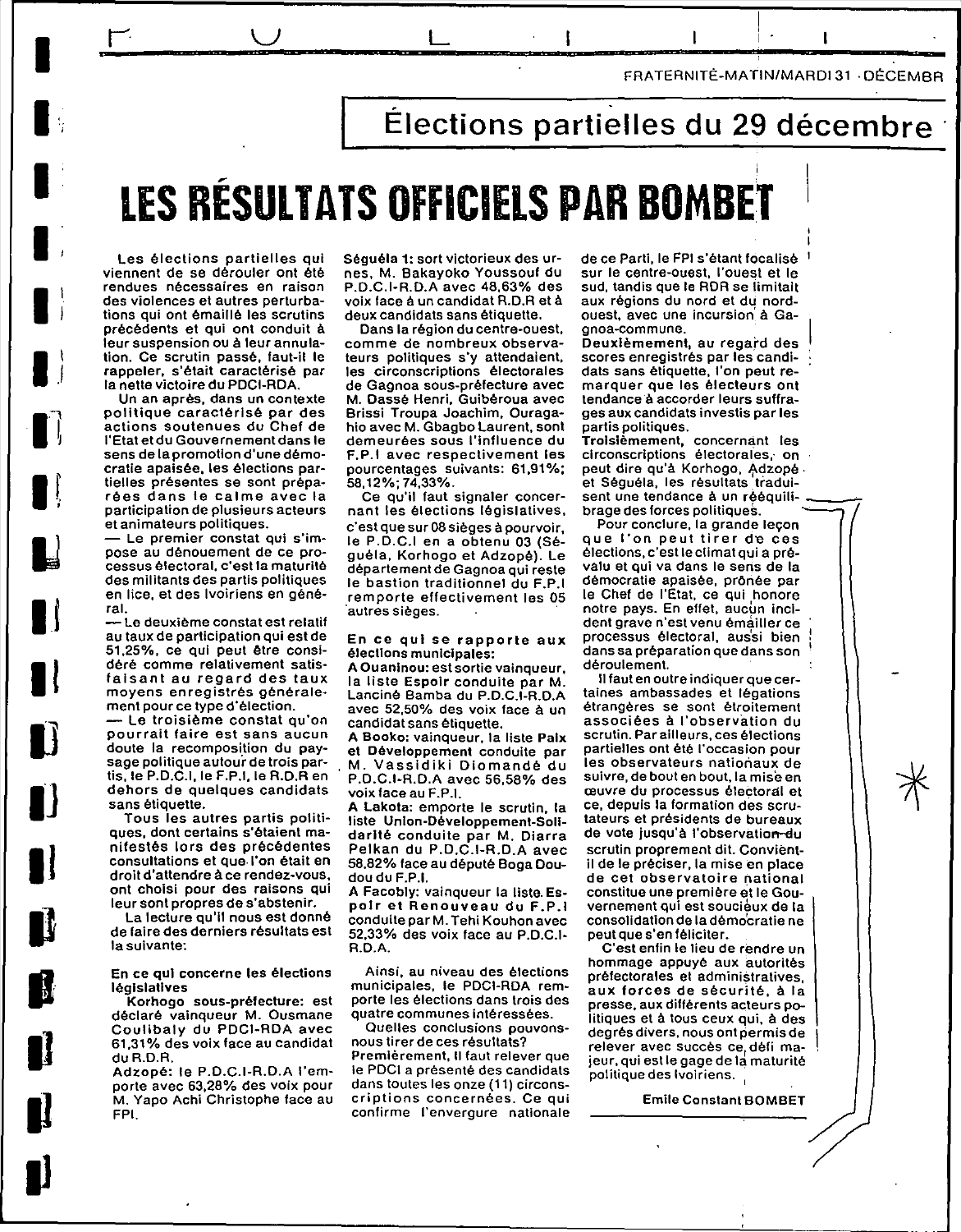## Élections partielles du 29 décembre

# LES RÉSULTATS OFFICIELS PAR BOMBET

Les élections partielles qui viennent de se dérouler ont été rendues nécessaires en raison des violences et autres perturbations qui ont émaillé les scrutins précédents et qui ont conduit à leur suspension ou à leur annulation. Ce scrutin passé, faut-il le rappeler, s'était caractérisé par la nette victoire du PDCI-RDA.

Un an après, dans un contexte politique caractérisé par des actions soutenues du Chef de l'Etat et du Gouvernement dans le sens de la promotion d'une démocratie apaisée, les élections partielles présentes se sont préparées dans le calme avec la participation de plusieurs acteurs et animateurs politiques.

— Le premier constat qui s'impose au dénouement de ce processus électoral, c'est la maturité des militants des partis politiques en lice, et des Ivoiriens en général.

— Le deuxième constat est relatif au taux de participation qui est de 51,25%, ce qui peut être considéré comme relativement satisfaisant au regard des taux moyens enregistrés généralement pour ce type d'élection.

— Le troisième constat qu'on pourrait faire est sans aucun doute la recomposition du paysage politique autour de trois partis, le P.D.C.I, le F.P.I, le R.D.R en dehors de quelques candidats sans étiquette.

Tous les autres partis politiques, dont certains s'étaient manifestés lors des précédentes consultations et que l'on était en droit d'attendre à ce rendez-vous, ont choisi pour des raisons qui leur sont propres de s'abstenir.

La lecture qu'il nous est donné de faire des derniers résultats est la suivante:

**En ce qui concerne les élections législatives**

Korhogo sous-préfecture: est déclaré vainqueur M. Ousmane Coulibaly du PDCI-RDA avec 61,31% des voix face au candidat du R.D.R.

Adzopé: le P.D.C.I-R.D.A l'emporte avec 63,28% des voix pour M. Yapo Achi Christophe face au FPI.

Séguéla 1: sort victorieux des urnes, M. Bakayoko Youssouf du P.D.C.I-R.D.A avec 48,63% des voix face à un candidat R.D.R et à deux candidats sans étiquette.

Dans la région du centre-ouest, comme de nombreux observateurs politiques s'y attendaient, les circonscriptions électorales de Gagnoa sous-préfecture avec M. Dassé Henri, Guibéroua avec Brissi Troupa Joachim, Ouragahio avec M. Gbagbo Laurent, sont demeurées sous l'influence du F.P.I avec respectivement les pourcentages suivants: 61,91%; 58,12%; 74,33%.

Ce qu'il faut signaler concernant les élections législatives, c'est que sur 08 sièges à pourvoir, le P.D.C.I en a obtenu 03 (Séguéla, Korhogo et Adzopé). Le département de Gagnoa qui reste le bastion traditionnel du F.P.I remporte effectivement les 05 autres sièges.

**En ce qui se rapporte aux élections municipales:**

**A Ouaninou:** est sortie vainqueur, la liste Espoir conduite par M. Lanciné Bamba du P.D.C.I-R.D.A avec 52,50% des voix face à un candidat sans étiquette.

**A Booko:** vainqueur, la liste Paix et Développement conduite par M. Vassidiki Diomandé du P.D.C.I-R.D.A avec 56,58% des voix face au F.P.I.

**A Lakota:** emporte le scrutin, la liste Union-Développement-Solidarité conduite par M. Diarra Pelkan du P.D.C.I-R.D.A avec 58,82% face au député Boga Doudou du F.P.I.

**A Facobly:** vainqueur la liste Espoir et Renouveau du F.P.I conduite par M. Tehi Kouhon avec 52,33% des voix face au P.D.C.I-R.D.A.

Ainsi, au niveau des élections municipales, le PDCI-RDA remporte les élections dans trois des quatre communes intéressées.

Quelles conclusions pouvons-nous tirer de ces résultats?

**Premièrement**, il faut relever que le PDCI a présenté des candidats dans toutes les onze (11) circonscriptions concernées. Ce qui confirme l'envergure nationale de ce Parti, le FPI s'étant focalisé sur le centre-ouest, l'ouest et le sud, tandis que le RDR se limitait aux régions du nord et du nord-ouest, avec une incursion à Gagnoa-commune.

**Deuxièmement**, au regard des scores enregistrés par les candidats sans étiquette, l'on peut remarquer que les électeurs ont tendance à accorder leurs suffrages aux candidats investis par les partis politiques.

**Troisièmement**, concernant les circonscriptions électorales, on peut dire qu'à Korhogo, Adzopé et Séguéla, les résultats traduisent une tendance à un rééquilibrage des forces politiques.

Pour conclure, la grande leçon que l'on peut tirer de ces élections, c'est le climat qui a prévalu et qui va dans le sens de la démocratie apaisée, prônée par le Chef de l'État, ce qui honore notre pays. En effet, aucun incident grave n'est venu émailler ce processus électoral, aussi bien dans sa préparation que dans son déroulement.

Il faut en outre indiquer que certaines ambassades et légations étrangères se sont étroitement associées à l'observation du scrutin. Par ailleurs, ces élections partielles ont été l'occasion pour les observateurs nationaux de suivre, de bout en bout, la mise en œuvre du processus électoral et ce, depuis la formation des scrutateurs et présidents de bureaux de vote jusqu'à l'observation du scrutin proprement dit. Convient-il de le préciser, la mise en place de cet observatoire national constitue une première et le Gouvernement qui est soucieux de la consolidation de la démocratie ne peut que s'en féliciter.

C'est enfin le lieu de rendre un hommage appuyé aux autorités préfectorales et administratives, aux forces de sécurité, à la presse, aux différents acteurs politiques et à tous ceux qui, à des degrés divers, nous ont permis de relever avec succès ce défi majeur, qui est le gage de la maturité politique des Ivoiriens.

Emile Constant BOMBET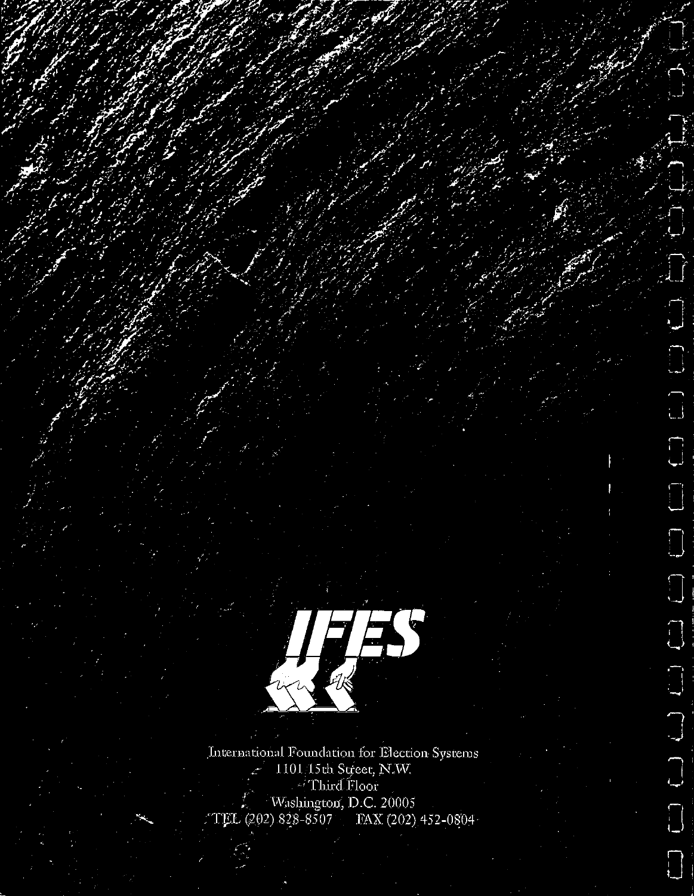IFES

International Foundation for Election Systems
1101 15th Street, N.W.
Third Floor
Washington, D.C. 20005
TEL (202) 828-8507 FAX (202) 452-0804